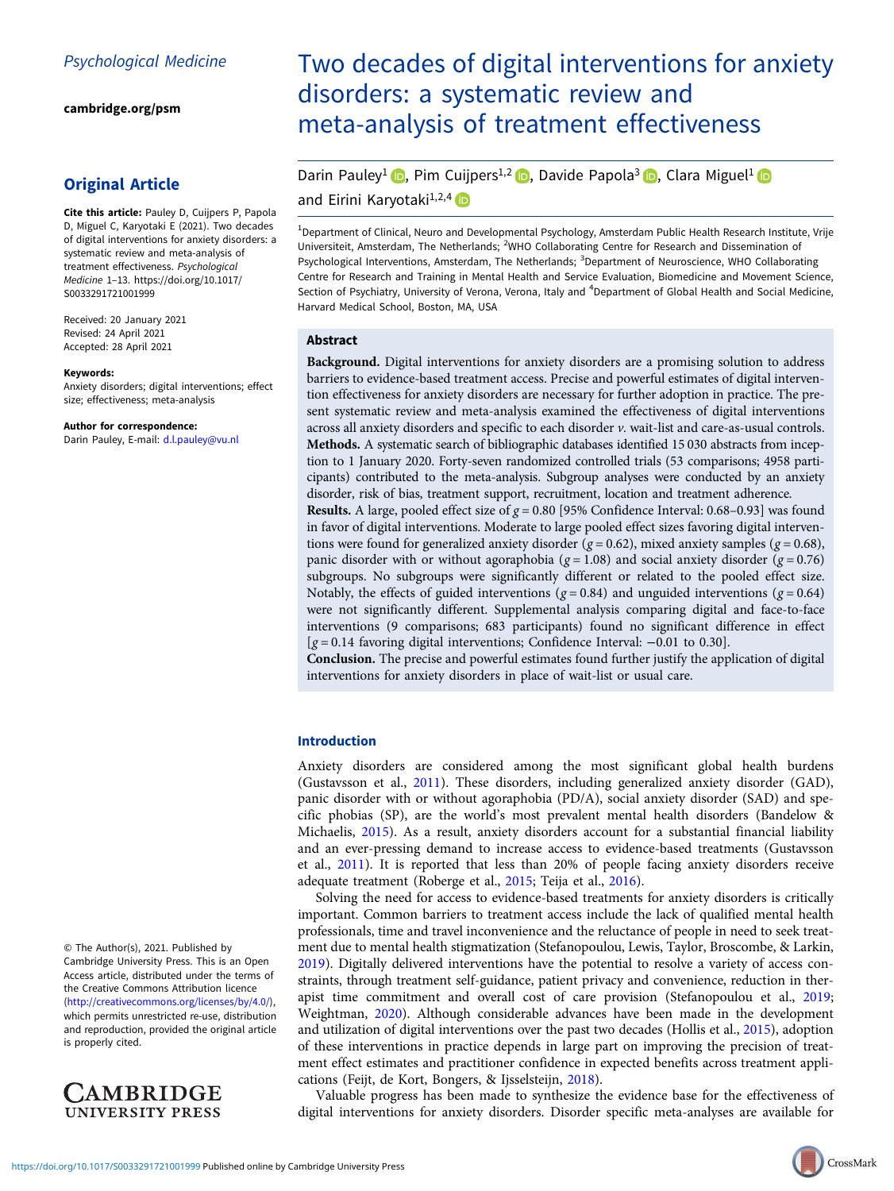Psychological Medicine

cambridge.org/psm

## Original Article

**Cite this article:** Pauley D, Cuijpers P, Papola D, Miguel C, Karyotaki E (2021). Two decades of digital interventions for anxiety disorders: a systematic review and meta-analysis of treatment effectiveness. *Psychological Medicine* 1–13. https://doi.org/10.1017/S0033291721001999

Received: 20 January 2021
Revised: 24 April 2021
Accepted: 28 April 2021

**Keywords:**
Anxiety disorders; digital interventions; effect size; effectiveness; meta-analysis

**Author for correspondence:**
Darin Pauley, E-mail: d.l.pauley@vu.nl

© The Author(s), 2021. Published by Cambridge University Press. This is an Open Access article, distributed under the terms of the Creative Commons Attribution licence (http://creativecommons.org/licenses/by/4.0/), which permits unrestricted re-use, distribution and reproduction, provided the original article is properly cited.

# Two decades of digital interventions for anxiety disorders: a systematic review and meta-analysis of treatment effectiveness

Darin Pauley[1], Pim Cuijpers[1,2], Davide Papola[3], Clara Miguel[1] and Eirini Karyotaki[1,2,4]

[1]Department of Clinical, Neuro and Developmental Psychology, Amsterdam Public Health Research Institute, Vrije Universiteit, Amsterdam, The Netherlands; [2]WHO Collaborating Centre for Research and Dissemination of Psychological Interventions, Amsterdam, The Netherlands; [3]Department of Neuroscience, WHO Collaborating Centre for Research and Training in Mental Health and Service Evaluation, Biomedicine and Movement Science, Section of Psychiatry, University of Verona, Verona, Italy and [4]Department of Global Health and Social Medicine, Harvard Medical School, Boston, MA, USA

## Abstract

**Background.** Digital interventions for anxiety disorders are a promising solution to address barriers to evidence-based treatment access. Precise and powerful estimates of digital intervention effectiveness for anxiety disorders are necessary for further adoption in practice. The present systematic review and meta-analysis examined the effectiveness of digital interventions across all anxiety disorders and specific to each disorder *v.* wait-list and care-as-usual controls.

**Methods.** A systematic search of bibliographic databases identified 15 030 abstracts from inception to 1 January 2020. Forty-seven randomized controlled trials (53 comparisons; 4958 participants) contributed to the meta-analysis. Subgroup analyses were conducted by an anxiety disorder, risk of bias, treatment support, recruitment, location and treatment adherence.

**Results.** A large, pooled effect size of $g = 0.80$ [95% Confidence Interval: 0.68–0.93] was found in favor of digital interventions. Moderate to large pooled effect sizes favoring digital interventions were found for generalized anxiety disorder ($g = 0.62$), mixed anxiety samples ($g = 0.68$), panic disorder with or without agoraphobia ($g = 1.08$) and social anxiety disorder ($g = 0.76$) subgroups. No subgroups were significantly different or related to the pooled effect size. Notably, the effects of guided interventions ($g = 0.84$) and unguided interventions ($g = 0.64$) were not significantly different. Supplemental analysis comparing digital and face-to-face interventions (9 comparisons; 683 participants) found no significant difference in effect [$g = 0.14$ favoring digital interventions; Confidence Interval: −0.01 to 0.30].

**Conclusion.** The precise and powerful estimates found further justify the application of digital interventions for anxiety disorders in place of wait-list or usual care.

## Introduction

Anxiety disorders are considered among the most significant global health burdens (Gustavsson et al., 2011). These disorders, including generalized anxiety disorder (GAD), panic disorder with or without agoraphobia (PD/A), social anxiety disorder (SAD) and specific phobias (SP), are the world's most prevalent mental health disorders (Bandelow & Michaelis, 2015). As a result, anxiety disorders account for a substantial financial liability and an ever-pressing demand to increase access to evidence-based treatments (Gustavsson et al., 2011). It is reported that less than 20% of people facing anxiety disorders receive adequate treatment (Roberge et al., 2015; Teija et al., 2016).

Solving the need for access to evidence-based treatments for anxiety disorders is critically important. Common barriers to treatment access include the lack of qualified mental health professionals, time and travel inconvenience and the reluctance of people in need to seek treatment due to mental health stigmatization (Stefanopoulou, Lewis, Taylor, Broscombe, & Larkin, 2019). Digitally delivered interventions have the potential to resolve a variety of access constraints, through treatment self-guidance, patient privacy and convenience, reduction in therapist time commitment and overall cost of care provision (Stefanopoulou et al., 2019; Weightman, 2020). Although considerable advances have been made in the development and utilization of digital interventions over the past two decades (Hollis et al., 2015), adoption of these interventions in practice depends in large part on improving the precision of treatment effect estimates and practitioner confidence in expected benefits across treatment applications (Feijt, de Kort, Bongers, & Ijsselsteijn, 2018).

Valuable progress has been made to synthesize the evidence base for the effectiveness of digital interventions for anxiety disorders. Disorder specific meta-analyses are available for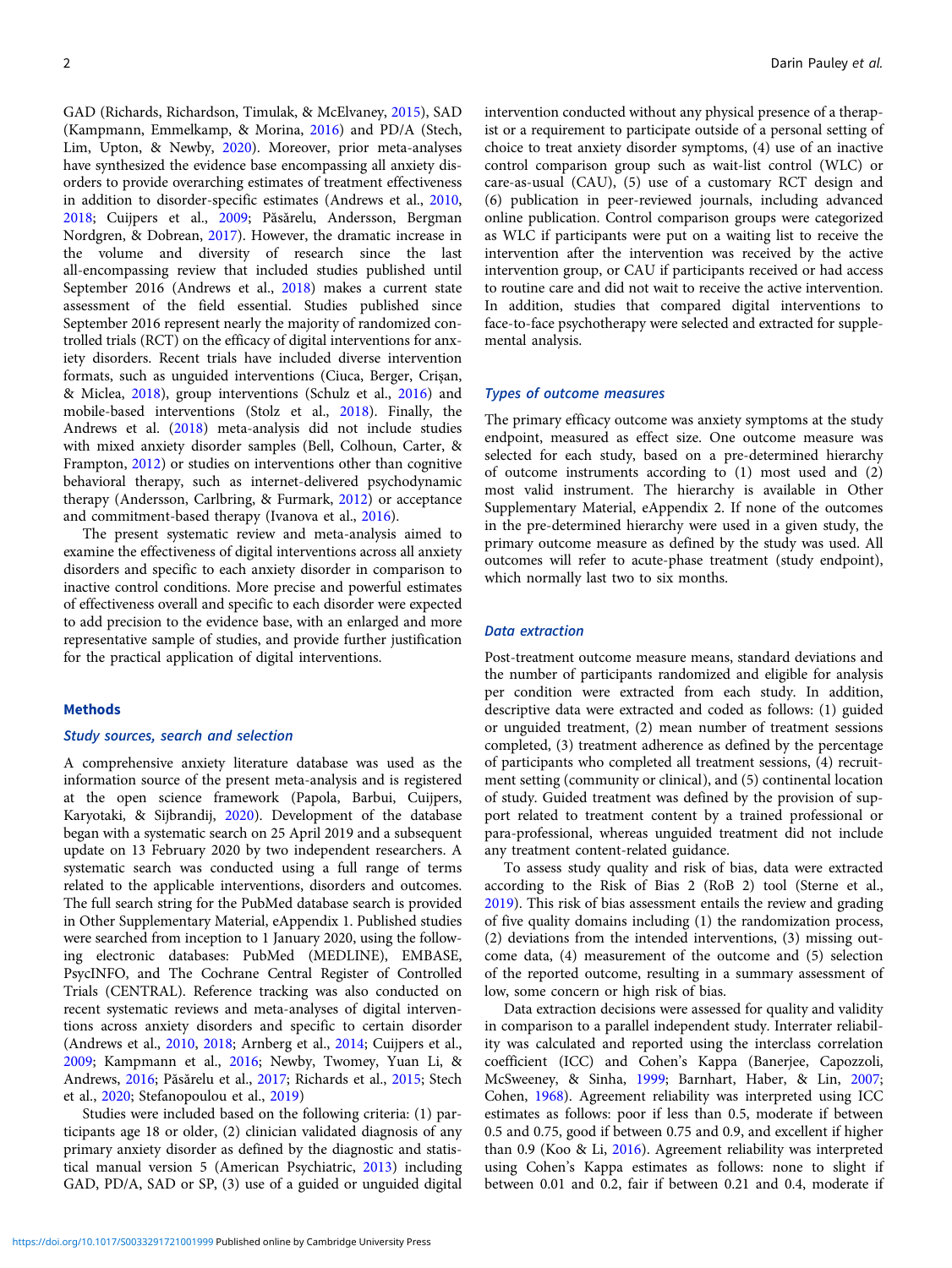GAD (Richards, Richardson, Timulak, & McElvaney, 2015), SAD (Kampmann, Emmelkamp, & Morina, 2016) and PD/A (Stech, Lim, Upton, & Newby, 2020). Moreover, prior meta-analyses have synthesized the evidence base encompassing all anxiety disorders to provide overarching estimates of treatment effectiveness in addition to disorder-specific estimates (Andrews et al., 2010, 2018; Cuijpers et al., 2009; Păsărelu, Andersson, Bergman Nordgren, & Dobrean, 2017). However, the dramatic increase in the volume and diversity of research since the last all-encompassing review that included studies published until September 2016 (Andrews et al., 2018) makes a current state assessment of the field essential. Studies published since September 2016 represent nearly the majority of randomized controlled trials (RCT) on the efficacy of digital interventions for anxiety disorders. Recent trials have included diverse intervention formats, such as unguided interventions (Ciuca, Berger, Crişan, & Miclea, 2018), group interventions (Schulz et al., 2016) and mobile-based interventions (Stolz et al., 2018). Finally, the Andrews et al. (2018) meta-analysis did not include studies with mixed anxiety disorder samples (Bell, Colhoun, Carter, & Frampton, 2012) or studies on interventions other than cognitive behavioral therapy, such as internet-delivered psychodynamic therapy (Andersson, Carlbring, & Furmark, 2012) or acceptance and commitment-based therapy (Ivanova et al., 2016).

The present systematic review and meta-analysis aimed to examine the effectiveness of digital interventions across all anxiety disorders and specific to each anxiety disorder in comparison to inactive control conditions. More precise and powerful estimates of effectiveness overall and specific to each disorder were expected to add precision to the evidence base, with an enlarged and more representative sample of studies, and provide further justification for the practical application of digital interventions.

## Methods

### *Study sources, search and selection*

A comprehensive anxiety literature database was used as the information source of the present meta-analysis and is registered at the open science framework (Papola, Barbui, Cuijpers, Karyotaki, & Sijbrandij, 2020). Development of the database began with a systematic search on 25 April 2019 and a subsequent update on 13 February 2020 by two independent researchers. A systematic search was conducted using a full range of terms related to the applicable interventions, disorders and outcomes. The full search string for the PubMed database search is provided in Other Supplementary Material, eAppendix 1. Published studies were searched from inception to 1 January 2020, using the following electronic databases: PubMed (MEDLINE), EMBASE, PsycINFO, and The Cochrane Central Register of Controlled Trials (CENTRAL). Reference tracking was also conducted on recent systematic reviews and meta-analyses of digital interventions across anxiety disorders and specific to certain disorder (Andrews et al., 2010, 2018; Arnberg et al., 2014; Cuijpers et al., 2009; Kampmann et al., 2016; Newby, Twomey, Yuan Li, & Andrews, 2016; Păsărelu et al., 2017; Richards et al., 2015; Stech et al., 2020; Stefanopoulou et al., 2019)

Studies were included based on the following criteria: (1) participants age 18 or older, (2) clinician validated diagnosis of any primary anxiety disorder as defined by the diagnostic and statistical manual version 5 (American Psychiatric, 2013) including GAD, PD/A, SAD or SP, (3) use of a guided or unguided digital intervention conducted without any physical presence of a therapist or a requirement to participate outside of a personal setting of choice to treat anxiety disorder symptoms, (4) use of an inactive control comparison group such as wait-list control (WLC) or care-as-usual (CAU), (5) use of a customary RCT design and (6) publication in peer-reviewed journals, including advanced online publication. Control comparison groups were categorized as WLC if participants were put on a waiting list to receive the intervention after the intervention was received by the active intervention group, or CAU if participants received or had access to routine care and did not wait to receive the active intervention. In addition, studies that compared digital interventions to face-to-face psychotherapy were selected and extracted for supplemental analysis.

### *Types of outcome measures*

The primary efficacy outcome was anxiety symptoms at the study endpoint, measured as effect size. One outcome measure was selected for each study, based on a pre-determined hierarchy of outcome instruments according to (1) most used and (2) most valid instrument. The hierarchy is available in Other Supplementary Material, eAppendix 2. If none of the outcomes in the pre-determined hierarchy were used in a given study, the primary outcome measure as defined by the study was used. All outcomes will refer to acute-phase treatment (study endpoint), which normally last two to six months.

### *Data extraction*

Post-treatment outcome measure means, standard deviations and the number of participants randomized and eligible for analysis per condition were extracted from each study. In addition, descriptive data were extracted and coded as follows: (1) guided or unguided treatment, (2) mean number of treatment sessions completed, (3) treatment adherence as defined by the percentage of participants who completed all treatment sessions, (4) recruitment setting (community or clinical), and (5) continental location of study. Guided treatment was defined by the provision of support related to treatment content by a trained professional or para-professional, whereas unguided treatment did not include any treatment content-related guidance.

To assess study quality and risk of bias, data were extracted according to the Risk of Bias 2 (RoB 2) tool (Sterne et al., 2019). This risk of bias assessment entails the review and grading of five quality domains including (1) the randomization process, (2) deviations from the intended interventions, (3) missing outcome data, (4) measurement of the outcome and (5) selection of the reported outcome, resulting in a summary assessment of low, some concern or high risk of bias.

Data extraction decisions were assessed for quality and validity in comparison to a parallel independent study. Interrater reliability was calculated and reported using the interclass correlation coefficient (ICC) and Cohen's Kappa (Banerjee, Capozzoli, McSweeney, & Sinha, 1999; Barnhart, Haber, & Lin, 2007; Cohen, 1968). Agreement reliability was interpreted using ICC estimates as follows: poor if less than 0.5, moderate if between 0.5 and 0.75, good if between 0.75 and 0.9, and excellent if higher than 0.9 (Koo & Li, 2016). Agreement reliability was interpreted using Cohen's Kappa estimates as follows: none to slight if between 0.01 and 0.2, fair if between 0.21 and 0.4, moderate if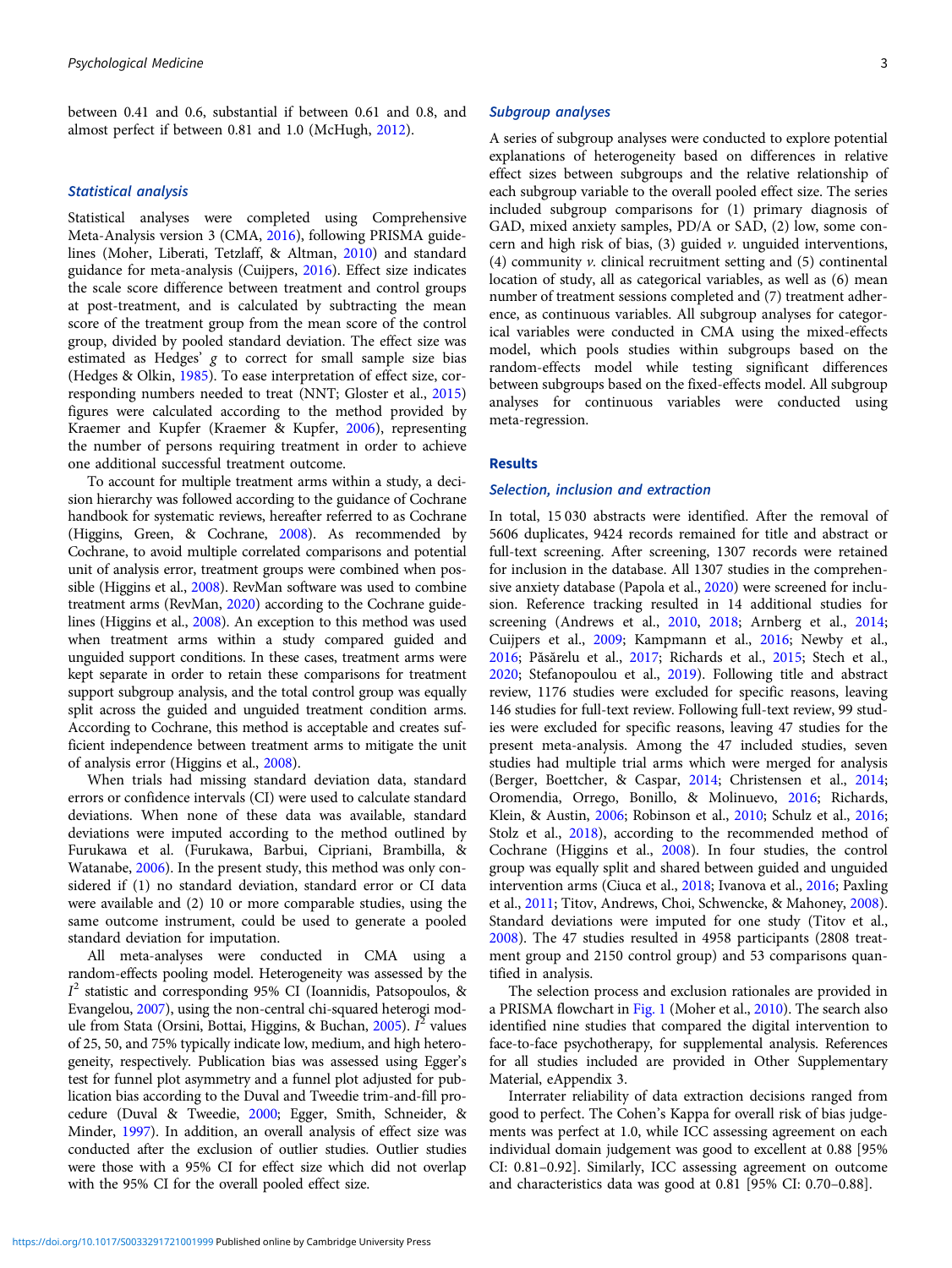between 0.41 and 0.6, substantial if between 0.61 and 0.8, and almost perfect if between 0.81 and 1.0 (McHugh, 2012).

### Statistical analysis

Statistical analyses were completed using Comprehensive Meta-Analysis version 3 (CMA, 2016), following PRISMA guidelines (Moher, Liberati, Tetzlaff, & Altman, 2010) and standard guidance for meta-analysis (Cuijpers, 2016). Effect size indicates the scale score difference between treatment and control groups at post-treatment, and is calculated by subtracting the mean score of the treatment group from the mean score of the control group, divided by pooled standard deviation. The effect size was estimated as Hedges' $g$ to correct for small sample size bias (Hedges & Olkin, 1985). To ease interpretation of effect size, corresponding numbers needed to treat (NNT; Gloster et al., 2015) figures were calculated according to the method provided by Kraemer and Kupfer (Kraemer & Kupfer, 2006), representing the number of persons requiring treatment in order to achieve one additional successful treatment outcome.

To account for multiple treatment arms within a study, a decision hierarchy was followed according to the guidance of Cochrane handbook for systematic reviews, hereafter referred to as Cochrane (Higgins, Green, & Cochrane, 2008). As recommended by Cochrane, to avoid multiple correlated comparisons and potential unit of analysis error, treatment groups were combined when possible (Higgins et al., 2008). RevMan software was used to combine treatment arms (RevMan, 2020) according to the Cochrane guidelines (Higgins et al., 2008). An exception to this method was used when treatment arms within a study compared guided and unguided support conditions. In these cases, treatment arms were kept separate in order to retain these comparisons for treatment support subgroup analysis, and the total control group was equally split across the guided and unguided treatment condition arms. According to Cochrane, this method is acceptable and creates sufficient independence between treatment arms to mitigate the unit of analysis error (Higgins et al., 2008).

When trials had missing standard deviation data, standard errors or confidence intervals (CI) were used to calculate standard deviations. When none of these data was available, standard deviations were imputed according to the method outlined by Furukawa et al. (Furukawa, Barbui, Cipriani, Brambilla, & Watanabe, 2006). In the present study, this method was only considered if (1) no standard deviation, standard error or CI data were available and (2) 10 or more comparable studies, using the same outcome instrument, could be used to generate a pooled standard deviation for imputation.

All meta-analyses were conducted in CMA using a random-effects pooling model. Heterogeneity was assessed by the $I^2$ statistic and corresponding 95% CI (Ioannidis, Patsopoulos, & Evangelou, 2007), using the non-central chi-squared heterogi module from Stata (Orsini, Bottai, Higgins, & Buchan, 2005). $I^2$ values of 25, 50, and 75% typically indicate low, medium, and high heterogeneity, respectively. Publication bias was assessed using Egger's test for funnel plot asymmetry and a funnel plot adjusted for publication bias according to the Duval and Tweedie trim-and-fill procedure (Duval & Tweedie, 2000; Egger, Smith, Schneider, & Minder, 1997). In addition, an overall analysis of effect size was conducted after the exclusion of outlier studies. Outlier studies were those with a 95% CI for effect size which did not overlap with the 95% CI for the overall pooled effect size.

### Subgroup analyses

A series of subgroup analyses were conducted to explore potential explanations of heterogeneity based on differences in relative effect sizes between subgroups and the relative relationship of each subgroup variable to the overall pooled effect size. The series included subgroup comparisons for (1) primary diagnosis of GAD, mixed anxiety samples, PD/A or SAD, (2) low, some concern and high risk of bias, (3) guided *v.* unguided interventions, (4) community *v.* clinical recruitment setting and (5) continental location of study, all as categorical variables, as well as (6) mean number of treatment sessions completed and (7) treatment adherence, as continuous variables. All subgroup analyses for categorical variables were conducted in CMA using the mixed-effects model, which pools studies within subgroups based on the random-effects model while testing significant differences between subgroups based on the fixed-effects model. All subgroup analyses for continuous variables were conducted using meta-regression.

## Results

### Selection, inclusion and extraction

In total, 15 030 abstracts were identified. After the removal of 5606 duplicates, 9424 records remained for title and abstract or full-text screening. After screening, 1307 records were retained for inclusion in the database. All 1307 studies in the comprehensive anxiety database (Papola et al., 2020) were screened for inclusion. Reference tracking resulted in 14 additional studies for screening (Andrews et al., 2010, 2018; Arnberg et al., 2014; Cuijpers et al., 2009; Kampmann et al., 2016; Newby et al., 2016; Păsărelu et al., 2017; Richards et al., 2015; Stech et al., 2020; Stefanopoulou et al., 2019). Following title and abstract review, 1176 studies were excluded for specific reasons, leaving 146 studies for full-text review. Following full-text review, 99 studies were excluded for specific reasons, leaving 47 studies for the present meta-analysis. Among the 47 included studies, seven studies had multiple trial arms which were merged for analysis (Berger, Boettcher, & Caspar, 2014; Christensen et al., 2014; Oromendia, Orrego, Bonillo, & Molinuevo, 2016; Richards, Klein, & Austin, 2006; Robinson et al., 2010; Schulz et al., 2016; Stolz et al., 2018), according to the recommended method of Cochrane (Higgins et al., 2008). In four studies, the control group was equally split and shared between guided and unguided intervention arms (Ciuca et al., 2018; Ivanova et al., 2016; Paxling et al., 2011; Titov, Andrews, Choi, Schwencke, & Mahoney, 2008). Standard deviations were imputed for one study (Titov et al., 2008). The 47 studies resulted in 4958 participants (2808 treatment group and 2150 control group) and 53 comparisons quantified in analysis.

The selection process and exclusion rationales are provided in a PRISMA flowchart in Fig. 1 (Moher et al., 2010). The search also identified nine studies that compared the digital intervention to face-to-face psychotherapy, for supplemental analysis. References for all studies included are provided in Other Supplementary Material, eAppendix 3.

Interrater reliability of data extraction decisions ranged from good to perfect. The Cohen's Kappa for overall risk of bias judgements was perfect at 1.0, while ICC assessing agreement on each individual domain judgement was good to excellent at 0.88 [95% CI: 0.81–0.92]. Similarly, ICC assessing agreement on outcome and characteristics data was good at 0.81 [95% CI: 0.70–0.88].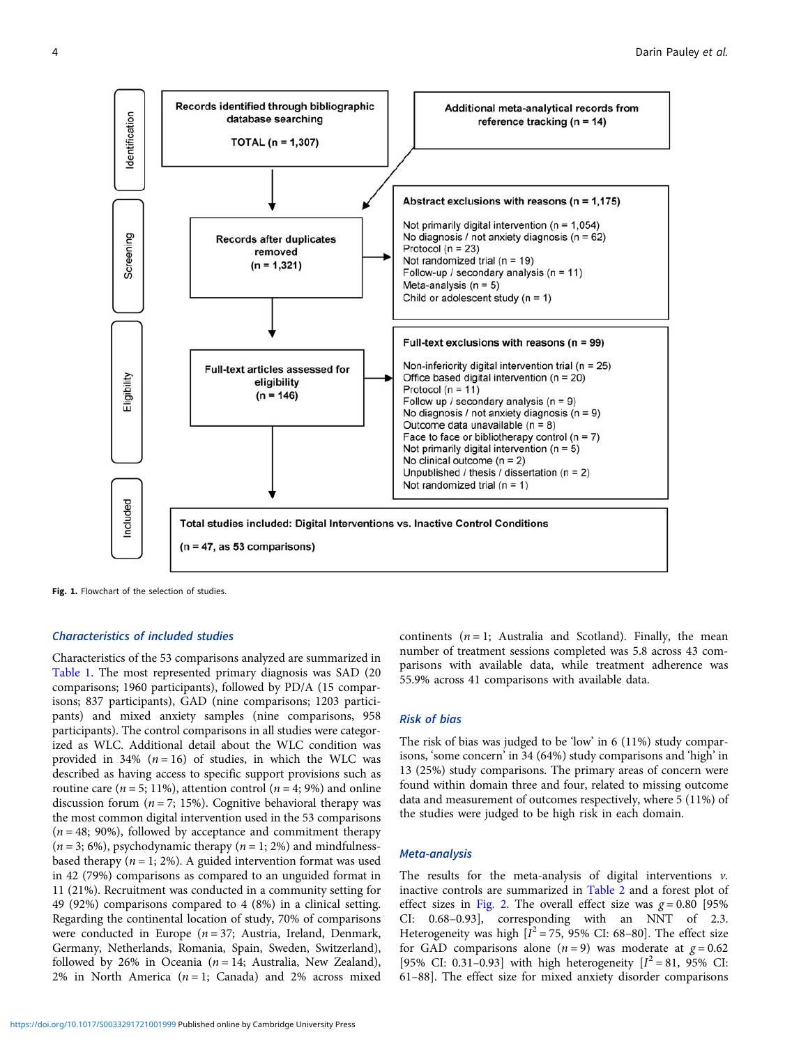Identification

Records identified through bibliographic database searching

TOTAL (n = 1,307)

Additional meta-analytical records from reference tracking (n = 14)

Screening

Records after duplicates removed (n = 1,321)

Abstract exclusions with reasons (n = 1,175)

- Not primarily digital intervention (n = 1,054)
- No diagnosis / not anxiety diagnosis (n = 62)
- Protocol (n = 23)
- Not randomized trial (n = 19)
- Follow-up / secondary analysis (n = 11)
- Meta-analysis (n = 5)
- Child or adolescent study (n = 1)

Eligibility

Full-text articles assessed for eligibility (n = 146)

Full-text exclusions with reasons (n = 99)

- Non-inferiority digital intervention trial (n = 25)
- Office based digital intervention (n = 20)
- Protocol (n = 11)
- Follow up / secondary analysis (n = 9)
- No diagnosis / not anxiety diagnosis (n = 9)
- Outcome data unavailable (n = 8)
- Face to face or bibliotherapy control (n = 7)
- Not primarily digital intervention (n = 5)
- No clinical outcome (n = 2)
- Unpublished / thesis / dissertation (n = 2)
- Not randomized trial (n = 1)

Included

Total studies included: Digital Interventions vs. Inactive Control Conditions

(n = 47, as 53 comparisons)

**Fig. 1.** Flowchart of the selection of studies.

### Characteristics of included studies

Characteristics of the 53 comparisons analyzed are summarized in Table 1. The most represented primary diagnosis was SAD (20 comparisons; 1960 participants), followed by PD/A (15 comparisons; 837 participants), GAD (nine comparisons; 1203 participants) and mixed anxiety samples (nine comparisons, 958 participants). The control comparisons in all studies were categorized as WLC. Additional detail about the WLC condition was provided in 34% ($n = 16$) of studies, in which the WLC was described as having access to specific support provisions such as routine care ($n = 5$; 11%), attention control ($n = 4$; 9%) and online discussion forum ($n = 7$; 15%). Cognitive behavioral therapy was the most common digital intervention used in the 53 comparisons ($n = 48$; 90%), followed by acceptance and commitment therapy ($n = 3$; 6%), psychodynamic therapy ($n = 1$; 2%) and mindfulness-based therapy ($n = 1$; 2%). A guided intervention format was used in 42 (79%) comparisons as compared to an unguided format in 11 (21%). Recruitment was conducted in a community setting for 49 (92%) comparisons compared to 4 (8%) in a clinical setting. Regarding the continental location of study, 70% of comparisons were conducted in Europe ($n = 37$; Austria, Ireland, Denmark, Germany, Netherlands, Romania, Spain, Sweden, Switzerland), followed by 26% in Oceania ($n = 14$; Australia, New Zealand), 2% in North America ($n = 1$; Canada) and 2% across mixed continents ($n = 1$; Australia and Scotland). Finally, the mean number of treatment sessions completed was 5.8 across 43 comparisons with available data, while treatment adherence was 55.9% across 41 comparisons with available data.

### Risk of bias

The risk of bias was judged to be 'low' in 6 (11%) study comparisons, 'some concern' in 34 (64%) study comparisons and 'high' in 13 (25%) study comparisons. The primary areas of concern were found within domain three and four, related to missing outcome data and measurement of outcomes respectively, where 5 (11%) of the studies were judged to be high risk in each domain.

### Meta-analysis

The results for the meta-analysis of digital interventions *v.* inactive controls are summarized in Table 2 and a forest plot of effect sizes in Fig. 2. The overall effect size was $g = 0.80$ [95% CI: 0.68–0.93], corresponding with an NNT of 2.3. Heterogeneity was high [$I^2 = 75$, 95% CI: 68–80]. The effect size for GAD comparisons alone ($n = 9$) was moderate at $g = 0.62$ [95% CI: 0.31–0.93] with high heterogeneity [$I^2 = 81$, 95% CI: 61–88]. The effect size for mixed anxiety disorder comparisons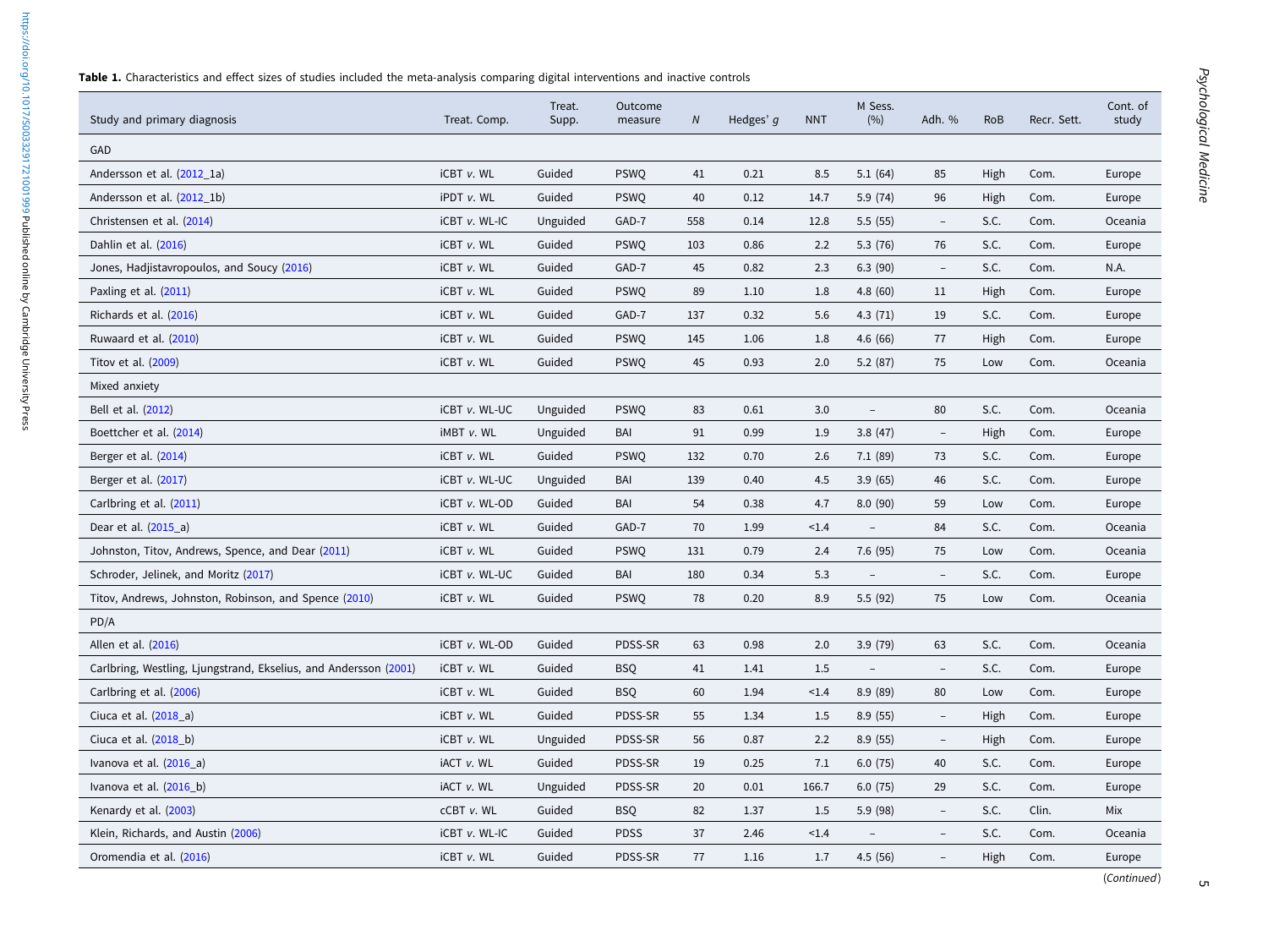**Table 1.** Characteristics and effect sizes of studies included the meta-analysis comparing digital interventions and inactive controls

| Study and primary diagnosis | Treat. Comp. | Treat. Supp. | Outcome measure | *N* | Hedges' *g* | NNT | M Sess. (%) | Adh. % | RoB | Recr. Sett. | Cont. of study |
|---|---|---|---|---|---|---|---|---|---|---|---|
| GAD | | | | | | | | | | | |
| Andersson et al. (2012_1a) | iCBT *v.* WL | Guided | PSWQ | 41 | 0.21 | 8.5 | 5.1 (64) | 85 | High | Com. | Europe |
| Andersson et al. (2012_1b) | iPDT *v.* WL | Guided | PSWQ | 40 | 0.12 | 14.7 | 5.9 (74) | 96 | High | Com. | Europe |
| Christensen et al. (2014) | iCBT *v.* WL-IC | Unguided | GAD-7 | 558 | 0.14 | 12.8 | 5.5 (55) | – | S.C. | Com. | Oceania |
| Dahlin et al. (2016) | iCBT *v.* WL | Guided | PSWQ | 103 | 0.86 | 2.2 | 5.3 (76) | 76 | S.C. | Com. | Europe |
| Jones, Hadjistavropoulos, and Soucy (2016) | iCBT *v.* WL | Guided | GAD-7 | 45 | 0.82 | 2.3 | 6.3 (90) | – | S.C. | Com. | N.A. |
| Paxling et al. (2011) | iCBT *v.* WL | Guided | PSWQ | 89 | 1.10 | 1.8 | 4.8 (60) | 11 | High | Com. | Europe |
| Richards et al. (2016) | iCBT *v.* WL | Guided | GAD-7 | 137 | 0.32 | 5.6 | 4.3 (71) | 19 | S.C. | Com. | Europe |
| Ruwaard et al. (2010) | iCBT *v.* WL | Guided | PSWQ | 145 | 1.06 | 1.8 | 4.6 (66) | 77 | High | Com. | Europe |
| Titov et al. (2009) | iCBT *v.* WL | Guided | PSWQ | 45 | 0.93 | 2.0 | 5.2 (87) | 75 | Low | Com. | Oceania |
| Mixed anxiety | | | | | | | | | | | |
| Bell et al. (2012) | iCBT *v.* WL-UC | Unguided | PSWQ | 83 | 0.61 | 3.0 | – | 80 | S.C. | Com. | Oceania |
| Boettcher et al. (2014) | iMBT *v.* WL | Unguided | BAI | 91 | 0.99 | 1.9 | 3.8 (47) | – | High | Com. | Europe |
| Berger et al. (2014) | iCBT *v.* WL | Guided | PSWQ | 132 | 0.70 | 2.6 | 7.1 (89) | 73 | S.C. | Com. | Europe |
| Berger et al. (2017) | iCBT *v.* WL-UC | Unguided | BAI | 139 | 0.40 | 4.5 | 3.9 (65) | 46 | S.C. | Com. | Europe |
| Carlbring et al. (2011) | iCBT *v.* WL-OD | Guided | BAI | 54 | 0.38 | 4.7 | 8.0 (90) | 59 | Low | Com. | Europe |
| Dear et al. (2015_a) | iCBT *v.* WL | Guided | GAD-7 | 70 | 1.99 | <1.4 | – | 84 | S.C. | Com. | Oceania |
| Johnston, Titov, Andrews, Spence, and Dear (2011) | iCBT *v.* WL | Guided | PSWQ | 131 | 0.79 | 2.4 | 7.6 (95) | 75 | Low | Com. | Oceania |
| Schroder, Jelinek, and Moritz (2017) | iCBT *v.* WL-UC | Guided | BAI | 180 | 0.34 | 5.3 | – | – | S.C. | Com. | Europe |
| Titov, Andrews, Johnston, Robinson, and Spence (2010) | iCBT *v.* WL | Guided | PSWQ | 78 | 0.20 | 8.9 | 5.5 (92) | 75 | Low | Com. | Oceania |
| PD/A | | | | | | | | | | | |
| Allen et al. (2016) | iCBT *v.* WL-OD | Guided | PDSS-SR | 63 | 0.98 | 2.0 | 3.9 (79) | 63 | S.C. | Com. | Oceania |
| Carlbring, Westling, Ljungstrand, Ekselius, and Andersson (2001) | iCBT *v.* WL | Guided | BSQ | 41 | 1.41 | 1.5 | – | – | S.C. | Com. | Europe |
| Carlbring et al. (2006) | iCBT *v.* WL | Guided | BSQ | 60 | 1.94 | <1.4 | 8.9 (89) | 80 | Low | Com. | Europe |
| Ciuca et al. (2018_a) | iCBT *v.* WL | Guided | PDSS-SR | 55 | 1.34 | 1.5 | 8.9 (55) | – | High | Com. | Europe |
| Ciuca et al. (2018_b) | iCBT *v.* WL | Unguided | PDSS-SR | 56 | 0.87 | 2.2 | 8.9 (55) | – | High | Com. | Europe |
| Ivanova et al. (2016_a) | iACT *v.* WL | Guided | PDSS-SR | 19 | 0.25 | 7.1 | 6.0 (75) | 40 | S.C. | Com. | Europe |
| Ivanova et al. (2016_b) | iACT *v.* WL | Unguided | PDSS-SR | 20 | 0.01 | 166.7 | 6.0 (75) | 29 | S.C. | Com. | Europe |
| Kenardy et al. (2003) | cCBT *v.* WL | Guided | BSQ | 82 | 1.37 | 1.5 | 5.9 (98) | – | S.C. | Clin. | Mix |
| Klein, Richards, and Austin (2006) | iCBT *v.* WL-IC | Guided | PDSS | 37 | 2.46 | <1.4 | – | – | S.C. | Com. | Oceania |
| Oromendia et al. (2016) | iCBT *v.* WL | Guided | PDSS-SR | 77 | 1.16 | 1.7 | 4.5 (56) | – | High | Com. | Europe |

(*Continued*)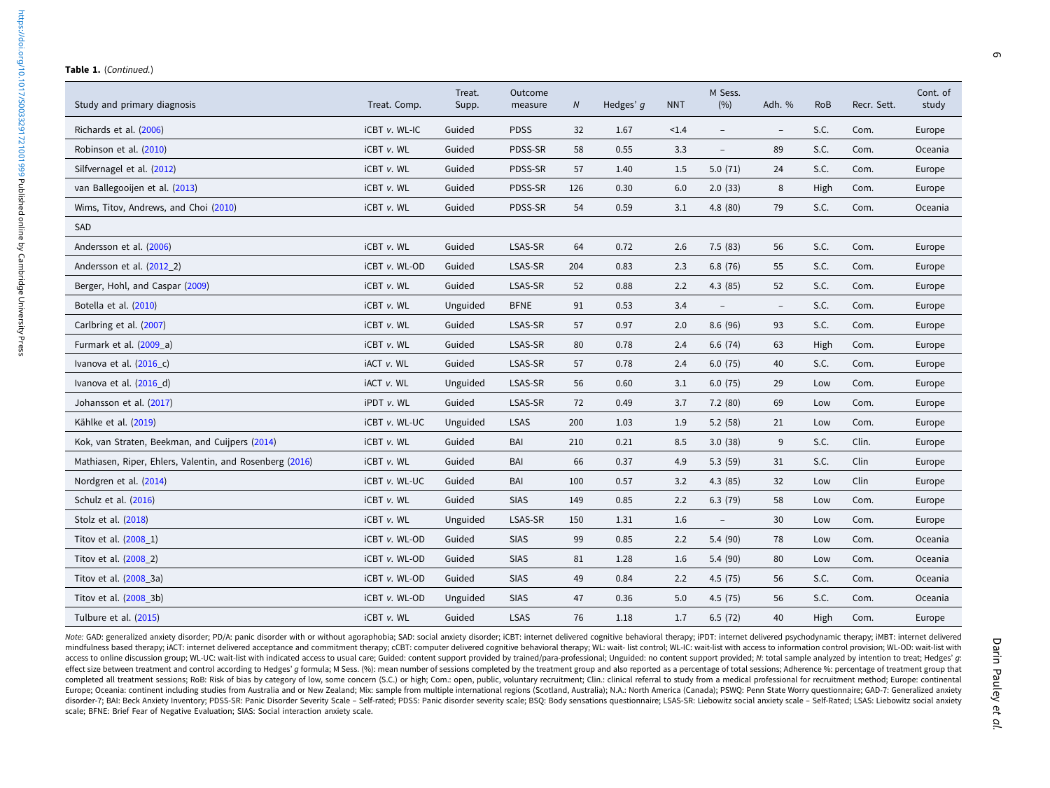**Table 1.** (*Continued.*)

| Study and primary diagnosis | Treat. Comp. | Treat. Supp. | Outcome measure | *N* | Hedges' *g* | NNT | M Sess. (%) | Adh. % | RoB | Recr. Sett. | Cont. of study |
|---|---|---|---|---|---|---|---|---|---|---|---|
| Richards et al. (2006) | iCBT *v.* WL-IC | Guided | PDSS | 32 | 1.67 | <1.4 | – | – | S.C. | Com. | Europe |
| Robinson et al. (2010) | iCBT *v.* WL | Guided | PDSS-SR | 58 | 0.55 | 3.3 | – | 89 | S.C. | Com. | Oceania |
| Silfvernagel et al. (2012) | iCBT *v.* WL | Guided | PDSS-SR | 57 | 1.40 | 1.5 | 5.0 (71) | 24 | S.C. | Com. | Europe |
| van Ballegooijen et al. (2013) | iCBT *v.* WL | Guided | PDSS-SR | 126 | 0.30 | 6.0 | 2.0 (33) | 8 | High | Com. | Europe |
| Wims, Titov, Andrews, and Choi (2010) | iCBT *v.* WL | Guided | PDSS-SR | 54 | 0.59 | 3.1 | 4.8 (80) | 79 | S.C. | Com. | Oceania |
| SAD | | | | | | | | | | | |
| Andersson et al. (2006) | iCBT *v.* WL | Guided | LSAS-SR | 64 | 0.72 | 2.6 | 7.5 (83) | 56 | S.C. | Com. | Europe |
| Andersson et al. (2012_2) | iCBT *v.* WL-OD | Guided | LSAS-SR | 204 | 0.83 | 2.3 | 6.8 (76) | 55 | S.C. | Com. | Europe |
| Berger, Hohl, and Caspar (2009) | iCBT *v.* WL | Guided | LSAS-SR | 52 | 0.88 | 2.2 | 4.3 (85) | 52 | S.C. | Com. | Europe |
| Botella et al. (2010) | iCBT *v.* WL | Unguided | BFNE | 91 | 0.53 | 3.4 | – | – | S.C. | Com. | Europe |
| Carlbring et al. (2007) | iCBT *v.* WL | Guided | LSAS-SR | 57 | 0.97 | 2.0 | 8.6 (96) | 93 | S.C. | Com. | Europe |
| Furmark et al. (2009_a) | iCBT *v.* WL | Guided | LSAS-SR | 80 | 0.78 | 2.4 | 6.6 (74) | 63 | High | Com. | Europe |
| Ivanova et al. (2016_c) | iACT *v.* WL | Guided | LSAS-SR | 57 | 0.78 | 2.4 | 6.0 (75) | 40 | S.C. | Com. | Europe |
| Ivanova et al. (2016_d) | iACT *v.* WL | Unguided | LSAS-SR | 56 | 0.60 | 3.1 | 6.0 (75) | 29 | Low | Com. | Europe |
| Johansson et al. (2017) | iPDT *v.* WL | Guided | LSAS-SR | 72 | 0.49 | 3.7 | 7.2 (80) | 69 | Low | Com. | Europe |
| Kählke et al. (2019) | iCBT *v.* WL-UC | Unguided | LSAS | 200 | 1.03 | 1.9 | 5.2 (58) | 21 | Low | Com. | Europe |
| Kok, van Straten, Beekman, and Cuijpers (2014) | iCBT *v.* WL | Guided | BAI | 210 | 0.21 | 8.5 | 3.0 (38) | 9 | S.C. | Clin. | Europe |
| Mathiasen, Riper, Ehlers, Valentin, and Rosenberg (2016) | iCBT *v.* WL | Guided | BAI | 66 | 0.37 | 4.9 | 5.3 (59) | 31 | S.C. | Clin | Europe |
| Nordgren et al. (2014) | iCBT *v.* WL-UC | Guided | BAI | 100 | 0.57 | 3.2 | 4.3 (85) | 32 | Low | Clin | Europe |
| Schulz et al. (2016) | iCBT *v.* WL | Guided | SIAS | 149 | 0.85 | 2.2 | 6.3 (79) | 58 | Low | Com. | Europe |
| Stolz et al. (2018) | iCBT *v.* WL | Unguided | LSAS-SR | 150 | 1.31 | 1.6 | – | 30 | Low | Com. | Europe |
| Titov et al. (2008_1) | iCBT *v.* WL-OD | Guided | SIAS | 99 | 0.85 | 2.2 | 5.4 (90) | 78 | Low | Com. | Oceania |
| Titov et al. (2008_2) | iCBT *v.* WL-OD | Guided | SIAS | 81 | 1.28 | 1.6 | 5.4 (90) | 80 | Low | Com. | Oceania |
| Titov et al. (2008_3a) | iCBT *v.* WL-OD | Guided | SIAS | 49 | 0.84 | 2.2 | 4.5 (75) | 56 | S.C. | Com. | Oceania |
| Titov et al. (2008_3b) | iCBT *v.* WL-OD | Unguided | SIAS | 47 | 0.36 | 5.0 | 4.5 (75) | 56 | S.C. | Com. | Oceania |
| Tulbure et al. (2015) | iCBT *v.* WL | Guided | LSAS | 76 | 1.18 | 1.7 | 6.5 (72) | 40 | High | Com. | Europe |

*Note:* GAD: generalized anxiety disorder; PD/A: panic disorder with or without agoraphobia; SAD: social anxiety disorder; iCBT: internet delivered cognitive behavioral therapy; iPDT: internet delivered psychodynamic therapy; iMBT: internet delivered mindfulness based therapy; iACT: internet delivered acceptance and commitment therapy; cCBT: computer delivered cognitive behavioral therapy; WL: wait- list control; WL-IC: wait-list with access to information control provision; WL-OD: wait-list with access to online discussion group; WL-UC: wait-list with indicated access to usual care; Guided: content support provided by trained/para-professional; Unguided: no content support provided; *N*: total sample analyzed by intention to treat; Hedges' *g*: effect size between treatment and control according to Hedges' *g* formula; M Sess. (%): mean number of sessions completed by the treatment group and also reported as a percentage of total sessions; Adherence %: percentage of treatment group that completed all treatment sessions; RoB: Risk of bias by category of low, some concern (S.C.) or high; Com.: open, public, voluntary recruitment; Clin.: clinical referral to study from a medical professional for recruitment method; Europe: continental Europe; Oceania: continent including studies from Australia and or New Zealand; Mix: sample from multiple international regions (Scotland, Australia); N.A.: North America (Canada); PSWQ: Penn State Worry questionnaire; GAD-7: Generalized anxiety disorder-7; BAI: Beck Anxiety Inventory; PDSS-SR: Panic Disorder Severity Scale – Self-rated; PDSS: Panic disorder severity scale; BSQ: Body sensations questionnaire; LSAS-SR: Liebowitz social anxiety scale – Self-Rated; LSAS: Liebowitz social anxiety scale; BFNE: Brief Fear of Negative Evaluation; SIAS: Social interaction anxiety scale.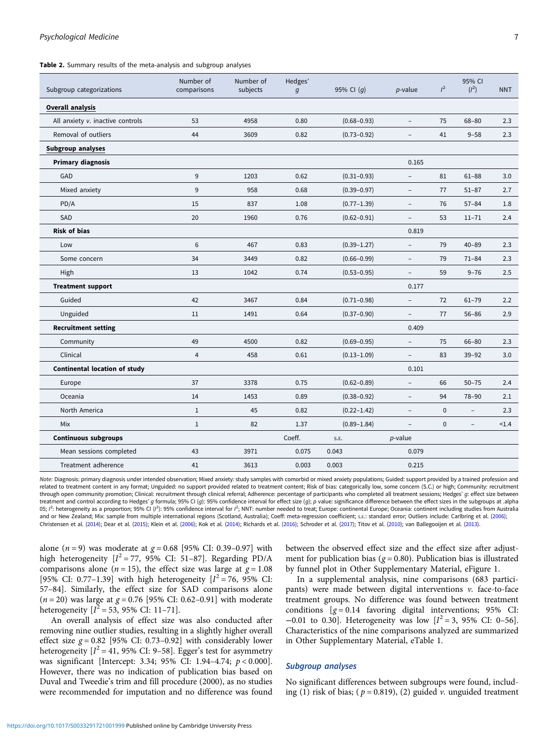**Table 2.** Summary results of the meta-analysis and subgroup analyses

| Subgroup categorizations | Number of comparisons | Number of subjects | Hedges' $g$ | 95% CI ($g$) | $p$-value | $I^2$ | 95% CI ($I^2$) | NNT |
|---|---|---|---|---|---|---|---|---|
| **Overall analysis** | | | | | | | | |
| All anxiety $v$. inactive controls | 53 | 4958 | 0.80 | (0.68–0.93) | – | 75 | 68–80 | 2.3 |
| Removal of outliers | 44 | 3609 | 0.82 | (0.73–0.92) | – | 41 | 9–58 | 2.3 |
| **Subgroup analyses** | | | | | | | | |
| **Primary diagnosis** | | | | | 0.165 | | | |
| GAD | 9 | 1203 | 0.62 | (0.31–0.93) | – | 81 | 61–88 | 3.0 |
| Mixed anxiety | 9 | 958 | 0.68 | (0.39–0.97) | – | 77 | 51–87 | 2.7 |
| PD/A | 15 | 837 | 1.08 | (0.77–1.39) | – | 76 | 57–84 | 1.8 |
| SAD | 20 | 1960 | 0.76 | (0.62–0.91) | – | 53 | 11–71 | 2.4 |
| **Risk of bias** | | | | | 0.819 | | | |
| Low | 6 | 467 | 0.83 | (0.39–1.27) | – | 79 | 40–89 | 2.3 |
| Some concern | 34 | 3449 | 0.82 | (0.66–0.99) | – | 79 | 71–84 | 2.3 |
| High | 13 | 1042 | 0.74 | (0.53–0.95) | – | 59 | 9–76 | 2.5 |
| **Treatment support** | | | | | 0.177 | | | |
| Guided | 42 | 3467 | 0.84 | (0.71–0.98) | – | 72 | 61–79 | 2.2 |
| Unguided | 11 | 1491 | 0.64 | (0.37–0.90) | – | 77 | 56–86 | 2.9 |
| **Recruitment setting** | | | | | 0.409 | | | |
| Community | 49 | 4500 | 0.82 | (0.69–0.95) | – | 75 | 66–80 | 2.3 |
| Clinical | 4 | 458 | 0.61 | (0.13–1.09) | – | 83 | 39–92 | 3.0 |
| **Continental location of study** | | | | | 0.101 | | | |
| Europe | 37 | 3378 | 0.75 | (0.62–0.89) | – | 66 | 50–75 | 2.4 |
| Oceania | 14 | 1453 | 0.89 | (0.38–0.92) | – | 94 | 78–90 | 2.1 |
| North America | 1 | 45 | 0.82 | (0.22–1.42) | – | 0 | – | 2.3 |
| Mix | 1 | 82 | 1.37 | (0.89–1.84) | – | 0 | – | <1.4 |
| **Continuous subgroups** | | | Coeff. | S.E. | $p$-value | | | |
| Mean sessions completed | 43 | 3971 | 0.075 | 0.043 | 0.079 | | | |
| Treatment adherence | 41 | 3613 | 0.003 | 0.003 | 0.215 | | | |

*Note:* Diagnosis: primary diagnosis under intended observation; Mixed anxiety: study samples with comorbid or mixed anxiety populations; Guided: support provided by a trained profession and related to treatment content in any format; Unguided: no support provided related to treatment content; Risk of bias: categorically low, some concern (S.C.) or high; Community: recruitment through open community promotion; Clinical: recruitment through clinical referral; Adherence: percentage of participants who completed all treatment sessions; Hedges' $g$: effect size between treatment and control according to Hedges' $g$ formula; 95% CI ($g$): 95% confidence interval for effect size ($g$); $p$ value: significance difference between the effect sizes in the subgroups at .alpha 05; $I^2$: heterogeneity as a proportion; 95% CI ($I^2$): 95% confidence interval for $I^2$; NNT: number needed to treat; Europe: continental Europe; Oceania: continent including studies from Australia and or New Zealand; Mix: sample from multiple international regions (Scotland, Australia); Coeff: meta-regression coefficient; S.E.: standard error; Outliers include: Carlbring et al. (2006); Christensen et al. (2014); Dear et al. (2015); Klein et al. (2006); Kok et al. (2014); Richards et al. (2016); Schroder et al. (2017); Titov et al. (2010); van Ballegooijen et al. (2013).

alone ($n = 9$) was moderate at $g = 0.68$ [95% CI: 0.39–0.97] with high heterogeneity [$I^2 = 77$, 95% CI: 51–87]. Regarding PD/A comparisons alone ($n = 15$), the effect size was large at $g = 1.08$ [95% CI: 0.77–1.39] with high heterogeneity [$I^2 = 76$, 95% CI: 57–84]. Similarly, the effect size for SAD comparisons alone ($n = 20$) was large at $g = 0.76$ [95% CI: 0.62–0.91] with moderate heterogeneity [$I^2 = 53$, 95% CI: 11–71].

An overall analysis of effect size was also conducted after removing nine outlier studies, resulting in a slightly higher overall effect size $g = 0.82$ [95% CI: 0.73–0.92] with considerably lower heterogeneity [$I^2 = 41$, 95% CI: 9–58]. Egger's test for asymmetry was significant [Intercept: 3.34; 95% CI: 1.94–4.74; $p < 0.000$]. However, there was no indication of publication bias based on Duval and Tweedie's trim and fill procedure (2000), as no studies were recommended for imputation and no difference was found between the observed effect size and the effect size after adjustment for publication bias ($g = 0.80$). Publication bias is illustrated by funnel plot in Other Supplementary Material, eFigure 1.

In a supplemental analysis, nine comparisons (683 participants) were made between digital interventions $v$. face-to-face treatment groups. No difference was found between treatment conditions [$g = 0.14$ favoring digital interventions; 95% CI: −0.01 to 0.30]. Heterogeneity was low [$I^2 = 3$, 95% CI: 0–56]. Characteristics of the nine comparisons analyzed are summarized in Other Supplementary Material, eTable 1.

## Subgroup analyses

No significant differences between subgroups were found, including (1) risk of bias; ( $p = 0.819$), (2) guided $v$. unguided treatment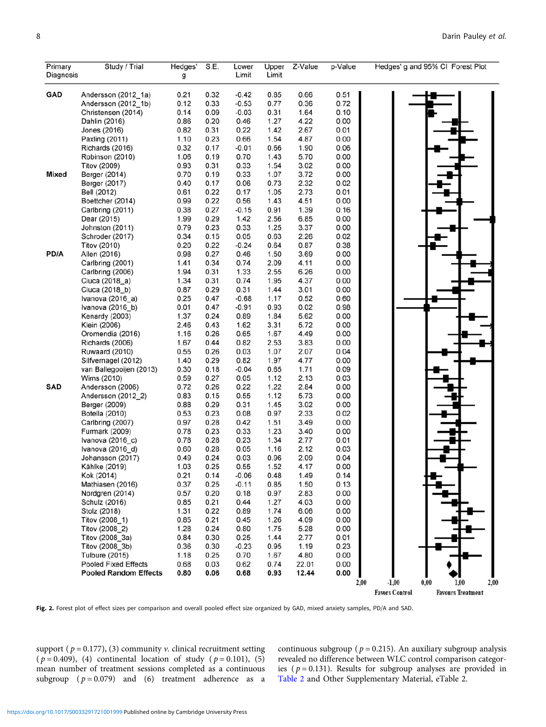| Primary Diagnosis | Study / Trial | Hedges' g | S.E. | Lower Limit | Upper Limit | Z-Value | p-Value |
|---|---|---|---|---|---|---|---|
| GAD | Andersson (2012_1a) | 0.21 | 0.32 | -0.42 | 0.85 | 0.66 | 0.51 |
| | Andersson (2012_1b) | 0.12 | 0.33 | -0.53 | 0.77 | 0.36 | 0.72 |
| | Christensen (2014) | 0.14 | 0.09 | -0.03 | 0.31 | 1.64 | 0.10 |
| | Dahlin (2016) | 0.86 | 0.20 | 0.46 | 1.27 | 4.22 | 0.00 |
| | Jones (2016) | 0.82 | 0.31 | 0.22 | 1.42 | 2.67 | 0.01 |
| | Paxling (2011) | 1.10 | 0.23 | 0.66 | 1.54 | 4.87 | 0.00 |
| | Richards (2016) | 0.32 | 0.17 | -0.01 | 0.66 | 1.90 | 0.06 |
| | Robinson (2010) | 1.06 | 0.19 | 0.70 | 1.43 | 5.70 | 0.00 |
| | Titov (2009) | 0.93 | 0.31 | 0.33 | 1.54 | 3.02 | 0.00 |
| Mixed | Berger (2014) | 0.70 | 0.19 | 0.33 | 1.07 | 3.72 | 0.00 |
| | Berger (2017) | 0.40 | 0.17 | 0.06 | 0.73 | 2.32 | 0.02 |
| | Bell (2012) | 0.61 | 0.22 | 0.17 | 1.05 | 2.73 | 0.01 |
| | Boettcher (2014) | 0.99 | 0.22 | 0.56 | 1.43 | 4.51 | 0.00 |
| | Carlbring (2011) | 0.38 | 0.27 | -0.15 | 0.91 | 1.39 | 0.16 |
| | Dear (2015) | 1.99 | 0.29 | 1.42 | 2.56 | 6.85 | 0.00 |
| | Johnston (2011) | 0.79 | 0.23 | 0.33 | 1.25 | 3.37 | 0.00 |
| | Schroder (2017) | 0.34 | 0.15 | 0.05 | 0.63 | 2.26 | 0.02 |
| | Titov (2010) | 0.20 | 0.22 | -0.24 | 0.64 | 0.87 | 0.38 |
| PD/A | Allen (2016) | 0.98 | 0.27 | 0.46 | 1.50 | 3.69 | 0.00 |
| | Carlbring (2001) | 1.41 | 0.34 | 0.74 | 2.09 | 4.11 | 0.00 |
| | Carlbring (2006) | 1.94 | 0.31 | 1.33 | 2.55 | 6.26 | 0.00 |
| | Ciuca (2018_a) | 1.34 | 0.31 | 0.74 | 1.95 | 4.37 | 0.00 |
| | Ciuca (2018_b) | 0.87 | 0.29 | 0.31 | 1.44 | 3.01 | 0.00 |
| | Ivanova (2016_a) | 0.25 | 0.47 | -0.68 | 1.17 | 0.52 | 0.60 |
| | Ivanova (2016_b) | 0.01 | 0.47 | -0.91 | 0.93 | 0.02 | 0.98 |
| | Kenardy (2003) | 1.37 | 0.24 | 0.89 | 1.84 | 5.62 | 0.00 |
| | Klein (2006) | 2.46 | 0.43 | 1.62 | 3.31 | 5.72 | 0.00 |
| | Oromendia (2016) | 1.16 | 0.26 | 0.65 | 1.67 | 4.49 | 0.00 |
| | Richards (2006) | 1.67 | 0.44 | 0.82 | 2.53 | 3.83 | 0.00 |
| | Ruwaard (2010) | 0.55 | 0.26 | 0.03 | 1.07 | 2.07 | 0.04 |
| | Silfvernagel (2012) | 1.40 | 0.29 | 0.82 | 1.97 | 4.77 | 0.00 |
| | van Ballegooijen (2013) | 0.30 | 0.18 | -0.04 | 0.65 | 1.71 | 0.09 |
| | Wims (2010) | 0.59 | 0.27 | 0.05 | 1.12 | 2.13 | 0.03 |
| SAD | Andersson (2006) | 0.72 | 0.26 | 0.22 | 1.22 | 2.84 | 0.00 |
| | Andersson (2012_2) | 0.83 | 0.15 | 0.55 | 1.12 | 5.73 | 0.00 |
| | Berger (2009) | 0.88 | 0.29 | 0.31 | 1.45 | 3.02 | 0.00 |
| | Botella (2010) | 0.53 | 0.23 | 0.08 | 0.97 | 2.33 | 0.02 |
| | Carlbring (2007) | 0.97 | 0.28 | 0.42 | 1.51 | 3.49 | 0.00 |
| | Furmark (2009) | 0.78 | 0.23 | 0.33 | 1.23 | 3.40 | 0.00 |
| | Ivanova (2016_c) | 0.78 | 0.28 | 0.23 | 1.34 | 2.77 | 0.01 |
| | Ivanova (2016_d) | 0.60 | 0.28 | 0.05 | 1.16 | 2.12 | 0.03 |
| | Johansson (2017) | 0.49 | 0.24 | 0.03 | 0.96 | 2.09 | 0.04 |
| | Kählke (2019) | 1.03 | 0.25 | 0.55 | 1.52 | 4.17 | 0.00 |
| | Kok (2014) | 0.21 | 0.14 | -0.06 | 0.48 | 1.49 | 0.14 |
| | Mathiasen (2016) | 0.37 | 0.25 | -0.11 | 0.85 | 1.50 | 0.13 |
| | Nordgren (2014) | 0.57 | 0.20 | 0.18 | 0.97 | 2.83 | 0.00 |
| | Schulz (2016) | 0.85 | 0.21 | 0.44 | 1.27 | 4.03 | 0.00 |
| | Stolz (2018) | 1.31 | 0.22 | 0.89 | 1.74 | 6.06 | 0.00 |
| | Titov (2008_1) | 0.85 | 0.21 | 0.45 | 1.26 | 4.09 | 0.00 |
| | Titov (2008_2) | 1.28 | 0.24 | 0.80 | 1.75 | 5.28 | 0.00 |
| | Titov (2008_3a) | 0.84 | 0.30 | 0.25 | 1.44 | 2.77 | 0.01 |
| | Titov (2008_3b) | 0.36 | 0.30 | -0.23 | 0.95 | 1.19 | 0.23 |
| | Tulbure (2015) | 1.18 | 0.25 | 0.70 | 1.67 | 4.80 | 0.00 |
| | Pooled Fixed Effects | 0.68 | 0.03 | 0.62 | 0.74 | 22.01 | 0.00 |
| | **Pooled Random Effects** | **0.80** | **0.06** | **0.68** | **0.93** | **12.44** | **0.00** |

Hedges' g and 95% CI Forest Plot (axis: -2,00; -1,00; 0,00; 1,00; 2,00 — Favors Control / Favours Treatment)

**Fig. 2.** Forest plot of effect sizes per comparison and overall pooled effect size organized by GAD, mixed anxiety samples, PD/A and SAD.

support ($p = 0.177$), (3) community *v.* clinical recruitment setting ($p = 0.409$), (4) continental location of study ($p = 0.101$), (5) mean number of treatment sessions completed as a continuous subgroup ($p = 0.079$) and (6) treatment adherence as a continuous subgroup ($p = 0.215$). An auxiliary subgroup analysis revealed no difference between WLC control comparison categories ($p = 0.131$). Results for subgroup analyses are provided in Table 2 and Other Supplementary Material, eTable 2.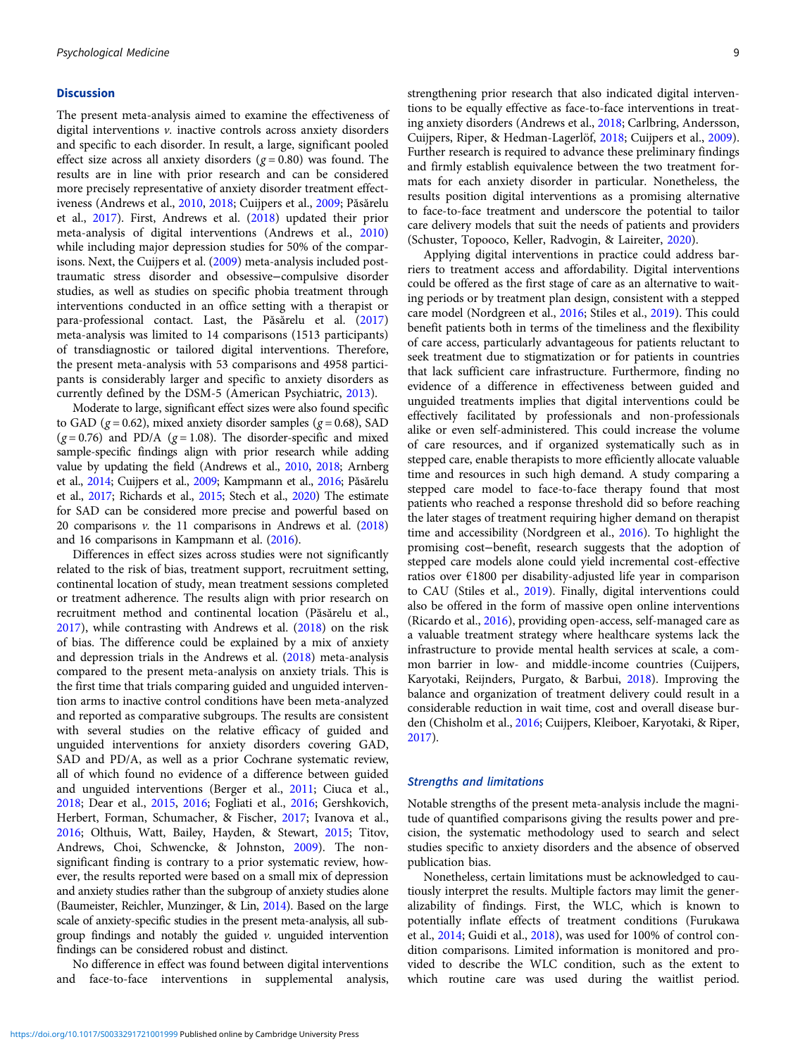## Discussion

The present meta-analysis aimed to examine the effectiveness of digital interventions *v.* inactive controls across anxiety disorders and specific to each disorder. In result, a large, significant pooled effect size across all anxiety disorders ($g = 0.80$) was found. The results are in line with prior research and can be considered more precisely representative of anxiety disorder treatment effectiveness (Andrews et al., 2010, 2018; Cuijpers et al., 2009; Păsărelu et al., 2017). First, Andrews et al. (2018) updated their prior meta-analysis of digital interventions (Andrews et al., 2010) while including major depression studies for 50% of the comparisons. Next, the Cuijpers et al. (2009) meta-analysis included post-traumatic stress disorder and obsessive–compulsive disorder studies, as well as studies on specific phobia treatment through interventions conducted in an office setting with a therapist or para-professional contact. Last, the Păsărelu et al. (2017) meta-analysis was limited to 14 comparisons (1513 participants) of transdiagnostic or tailored digital interventions. Therefore, the present meta-analysis with 53 comparisons and 4958 participants is considerably larger and specific to anxiety disorders as currently defined by the DSM-5 (American Psychiatric, 2013).

Moderate to large, significant effect sizes were also found specific to GAD ($g = 0.62$), mixed anxiety disorder samples ($g = 0.68$), SAD ($g = 0.76$) and PD/A ($g = 1.08$). The disorder-specific and mixed sample-specific findings align with prior research while adding value by updating the field (Andrews et al., 2010, 2018; Arnberg et al., 2014; Cuijpers et al., 2009; Kampmann et al., 2016; Păsărelu et al., 2017; Richards et al., 2015; Stech et al., 2020) The estimate for SAD can be considered more precise and powerful based on 20 comparisons *v.* the 11 comparisons in Andrews et al. (2018) and 16 comparisons in Kampmann et al. (2016).

Differences in effect sizes across studies were not significantly related to the risk of bias, treatment support, recruitment setting, continental location of study, mean treatment sessions completed or treatment adherence. The results align with prior research on recruitment method and continental location (Păsărelu et al., 2017), while contrasting with Andrews et al. (2018) on the risk of bias. The difference could be explained by a mix of anxiety and depression trials in the Andrews et al. (2018) meta-analysis compared to the present meta-analysis on anxiety trials. This is the first time that trials comparing guided and unguided intervention arms to inactive control conditions have been meta-analyzed and reported as comparative subgroups. The results are consistent with several studies on the relative efficacy of guided and unguided interventions for anxiety disorders covering GAD, SAD and PD/A, as well as a prior Cochrane systematic review, all of which found no evidence of a difference between guided and unguided interventions (Berger et al., 2011; Ciuca et al., 2018; Dear et al., 2015, 2016; Fogliati et al., 2016; Gershkovich, Herbert, Forman, Schumacher, & Fischer, 2017; Ivanova et al., 2016; Olthuis, Watt, Bailey, Hayden, & Stewart, 2015; Titov, Andrews, Choi, Schwencke, & Johnston, 2009). The non-significant finding is contrary to a prior systematic review, however, the results reported were based on a small mix of depression and anxiety studies rather than the subgroup of anxiety studies alone (Baumeister, Reichler, Munzinger, & Lin, 2014). Based on the large scale of anxiety-specific studies in the present meta-analysis, all subgroup findings and notably the guided *v.* unguided intervention findings can be considered robust and distinct.

No difference in effect was found between digital interventions and face-to-face interventions in supplemental analysis, strengthening prior research that also indicated digital interventions to be equally effective as face-to-face interventions in treating anxiety disorders (Andrews et al., 2018; Carlbring, Andersson, Cuijpers, Riper, & Hedman-Lagerlöf, 2018; Cuijpers et al., 2009). Further research is required to advance these preliminary findings and firmly establish equivalence between the two treatment formats for each anxiety disorder in particular. Nonetheless, the results position digital interventions as a promising alternative to face-to-face treatment and underscore the potential to tailor care delivery models that suit the needs of patients and providers (Schuster, Topooco, Keller, Radvogin, & Laireiter, 2020).

Applying digital interventions in practice could address barriers to treatment access and affordability. Digital interventions could be offered as the first stage of care as an alternative to waiting periods or by treatment plan design, consistent with a stepped care model (Nordgreen et al., 2016; Stiles et al., 2019). This could benefit patients both in terms of the timeliness and the flexibility of care access, particularly advantageous for patients reluctant to seek treatment due to stigmatization or for patients in countries that lack sufficient care infrastructure. Furthermore, finding no evidence of a difference in effectiveness between guided and unguided treatments implies that digital interventions could be effectively facilitated by professionals and non-professionals alike or even self-administered. This could increase the volume of care resources, and if organized systematically such as in stepped care, enable therapists to more efficiently allocate valuable time and resources in such high demand. A study comparing a stepped care model to face-to-face therapy found that most patients who reached a response threshold did so before reaching the later stages of treatment requiring higher demand on therapist time and accessibility (Nordgreen et al., 2016). To highlight the promising cost–benefit, research suggests that the adoption of stepped care models alone could yield incremental cost-effective ratios over €1800 per disability-adjusted life year in comparison to CAU (Stiles et al., 2019). Finally, digital interventions could also be offered in the form of massive open online interventions (Ricardo et al., 2016), providing open-access, self-managed care as a valuable treatment strategy where healthcare systems lack the infrastructure to provide mental health services at scale, a common barrier in low- and middle-income countries (Cuijpers, Karyotaki, Reijnders, Purgato, & Barbui, 2018). Improving the balance and organization of treatment delivery could result in a considerable reduction in wait time, cost and overall disease burden (Chisholm et al., 2016; Cuijpers, Kleiboer, Karyotaki, & Riper, 2017).

### Strengths and limitations

Notable strengths of the present meta-analysis include the magnitude of quantified comparisons giving the results power and precision, the systematic methodology used to search and select studies specific to anxiety disorders and the absence of observed publication bias.

Nonetheless, certain limitations must be acknowledged to cautiously interpret the results. Multiple factors may limit the generalizability of findings. First, the WLC, which is known to potentially inflate effects of treatment conditions (Furukawa et al., 2014; Guidi et al., 2018), was used for 100% of control condition comparisons. Limited information is monitored and provided to describe the WLC condition, such as the extent to which routine care was used during the waitlist period.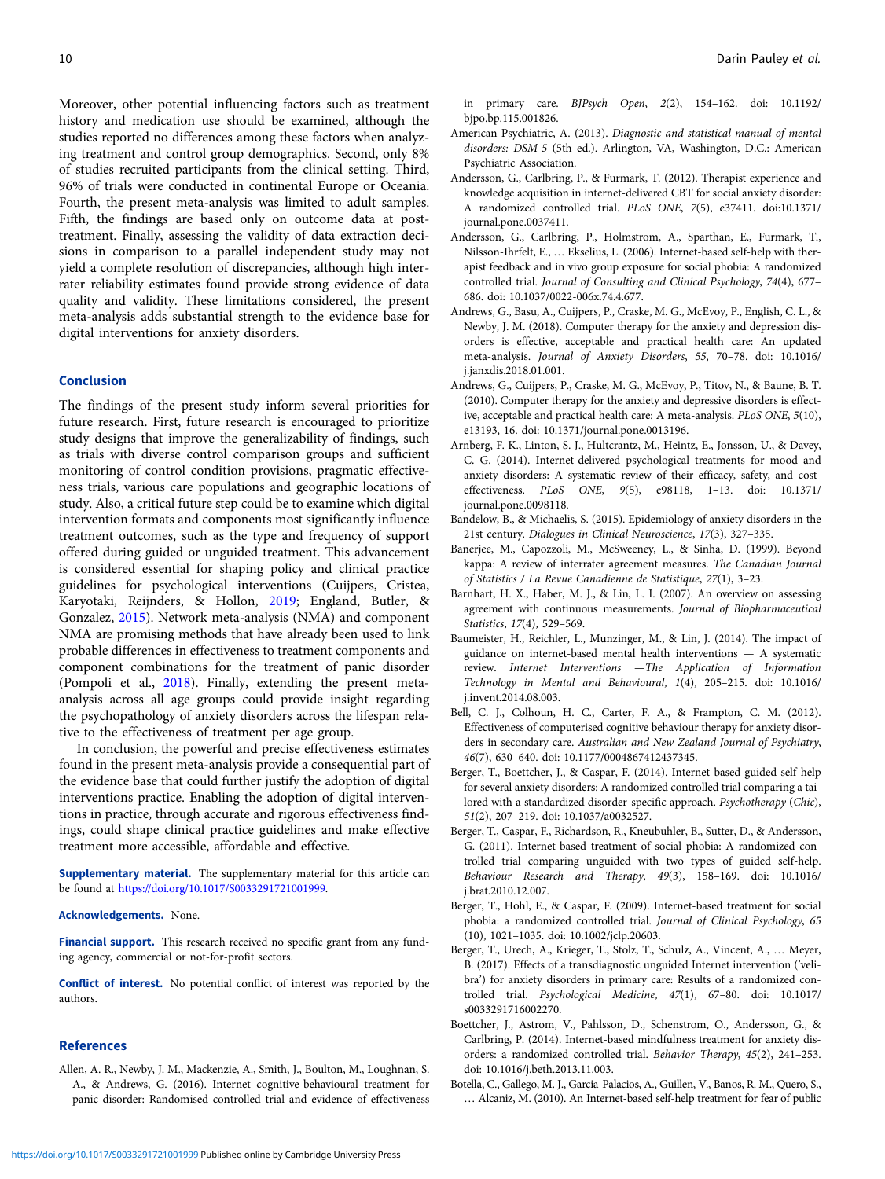Moreover, other potential influencing factors such as treatment history and medication use should be examined, although the studies reported no differences among these factors when analyzing treatment and control group demographics. Second, only 8% of studies recruited participants from the clinical setting. Third, 96% of trials were conducted in continental Europe or Oceania. Fourth, the present meta-analysis was limited to adult samples. Fifth, the findings are based only on outcome data at post-treatment. Finally, assessing the validity of data extraction decisions in comparison to a parallel independent study may not yield a complete resolution of discrepancies, although high inter-rater reliability estimates found provide strong evidence of data quality and validity. These limitations considered, the present meta-analysis adds substantial strength to the evidence base for digital interventions for anxiety disorders.

## Conclusion

The findings of the present study inform several priorities for future research. First, future research is encouraged to prioritize study designs that improve the generalizability of findings, such as trials with diverse control comparison groups and sufficient monitoring of control condition provisions, pragmatic effectiveness trials, various care populations and geographic locations of study. Also, a critical future step could be to examine which digital intervention formats and components most significantly influence treatment outcomes, such as the type and frequency of support offered during guided or unguided treatment. This advancement is considered essential for shaping policy and clinical practice guidelines for psychological interventions (Cuijpers, Cristea, Karyotaki, Reijnders, & Hollon, 2019; England, Butler, & Gonzalez, 2015). Network meta-analysis (NMA) and component NMA are promising methods that have already been used to link probable differences in effectiveness to treatment components and component combinations for the treatment of panic disorder (Pompoli et al., 2018). Finally, extending the present meta-analysis across all age groups could provide insight regarding the psychopathology of anxiety disorders across the lifespan relative to the effectiveness of treatment per age group.

In conclusion, the powerful and precise effectiveness estimates found in the present meta-analysis provide a consequential part of the evidence base that could further justify the adoption of digital interventions practice. Enabling the adoption of digital interventions in practice, through accurate and rigorous effectiveness findings, could shape clinical practice guidelines and make effective treatment more accessible, affordable and effective.

**Supplementary material.** The supplementary material for this article can be found at https://doi.org/10.1017/S0033291721001999.

**Acknowledgements.** None.

**Financial support.** This research received no specific grant from any funding agency, commercial or not-for-profit sectors.

**Conflict of interest.** No potential conflict of interest was reported by the authors.

## References

Allen, A. R., Newby, J. M., Mackenzie, A., Smith, J., Boulton, M., Loughnan, S. A., & Andrews, G. (2016). Internet cognitive-behavioural treatment for panic disorder: Randomised controlled trial and evidence of effectiveness in primary care. *BJPsych Open*, *2*(2), 154–162. doi: 10.1192/bjpo.bp.115.001826.

American Psychiatric, A. (2013). *Diagnostic and statistical manual of mental disorders: DSM-5* (5th ed.). Arlington, VA, Washington, D.C.: American Psychiatric Association.

Andersson, G., Carlbring, P., & Furmark, T. (2012). Therapist experience and knowledge acquisition in internet-delivered CBT for social anxiety disorder: A randomized controlled trial. *PLoS ONE*, *7*(5), e37411. doi:10.1371/journal.pone.0037411.

Andersson, G., Carlbring, P., Holmstrom, A., Sparthan, E., Furmark, T., Nilsson-Ihrfelt, E., … Ekselius, L. (2006). Internet-based self-help with therapist feedback and in vivo group exposure for social phobia: A randomized controlled trial. *Journal of Consulting and Clinical Psychology*, *74*(4), 677–686. doi: 10.1037/0022-006x.74.4.677.

Andrews, G., Basu, A., Cuijpers, P., Craske, M. G., McEvoy, P., English, C. L., & Newby, J. M. (2018). Computer therapy for the anxiety and depression disorders is effective, acceptable and practical health care: An updated meta-analysis. *Journal of Anxiety Disorders*, *55*, 70–78. doi: 10.1016/j.janxdis.2018.01.001.

Andrews, G., Cuijpers, P., Craske, M. G., McEvoy, P., Titov, N., & Baune, B. T. (2010). Computer therapy for the anxiety and depressive disorders is effective, acceptable and practical health care: A meta-analysis. *PLoS ONE*, *5*(10), e13193, 16. doi: 10.1371/journal.pone.0013196.

Arnberg, F. K., Linton, S. J., Hultcrantz, M., Heintz, E., Jonsson, U., & Davey, C. G. (2014). Internet-delivered psychological treatments for mood and anxiety disorders: A systematic review of their efficacy, safety, and cost-effectiveness. *PLoS ONE*, *9*(5), e98118, 1–13. doi: 10.1371/journal.pone.0098118.

Bandelow, B., & Michaelis, S. (2015). Epidemiology of anxiety disorders in the 21st century. *Dialogues in Clinical Neuroscience*, *17*(3), 327–335.

Banerjee, M., Capozzoli, M., McSweeney, L., & Sinha, D. (1999). Beyond kappa: A review of interrater agreement measures. *The Canadian Journal of Statistics / La Revue Canadienne de Statistique*, *27*(1), 3–23.

Barnhart, H. X., Haber, M. J., & Lin, L. I. (2007). An overview on assessing agreement with continuous measurements. *Journal of Biopharmaceutical Statistics*, *17*(4), 529–569.

Baumeister, H., Reichler, L., Munzinger, M., & Lin, J. (2014). The impact of guidance on internet-based mental health interventions — A systematic review. *Internet Interventions —The Application of Information Technology in Mental and Behavioural*, *1*(4), 205–215. doi: 10.1016/j.invent.2014.08.003.

Bell, C. J., Colhoun, H. C., Carter, F. A., & Frampton, C. M. (2012). Effectiveness of computerised cognitive behaviour therapy for anxiety disorders in secondary care. *Australian and New Zealand Journal of Psychiatry*, *46*(7), 630–640. doi: 10.1177/0004867412437345.

Berger, T., Boettcher, J., & Caspar, F. (2014). Internet-based guided self-help for several anxiety disorders: A randomized controlled trial comparing a tailored with a standardized disorder-specific approach. *Psychotherapy* (*Chic*), *51*(2), 207–219. doi: 10.1037/a0032527.

Berger, T., Caspar, F., Richardson, R., Kneubuhler, B., Sutter, D., & Andersson, G. (2011). Internet-based treatment of social phobia: A randomized controlled trial comparing unguided with two types of guided self-help. *Behaviour Research and Therapy*, *49*(3), 158–169. doi: 10.1016/j.brat.2010.12.007.

Berger, T., Hohl, E., & Caspar, F. (2009). Internet-based treatment for social phobia: a randomized controlled trial. *Journal of Clinical Psychology*, *65* (10), 1021–1035. doi: 10.1002/jclp.20603.

Berger, T., Urech, A., Krieger, T., Stolz, T., Schulz, A., Vincent, A., … Meyer, B. (2017). Effects of a transdiagnostic unguided Internet intervention ('velibra') for anxiety disorders in primary care: Results of a randomized controlled trial. *Psychological Medicine*, *47*(1), 67–80. doi: 10.1017/s0033291716002270.

Boettcher, J., Astrom, V., Pahlsson, D., Schenstrom, O., Andersson, G., & Carlbring, P. (2014). Internet-based mindfulness treatment for anxiety disorders: a randomized controlled trial. *Behavior Therapy*, *45*(2), 241–253. doi: 10.1016/j.beth.2013.11.003.

Botella, C., Gallego, M. J., Garcia-Palacios, A., Guillen, V., Banos, R. M., Quero, S., … Alcaniz, M. (2010). An Internet-based self-help treatment for fear of public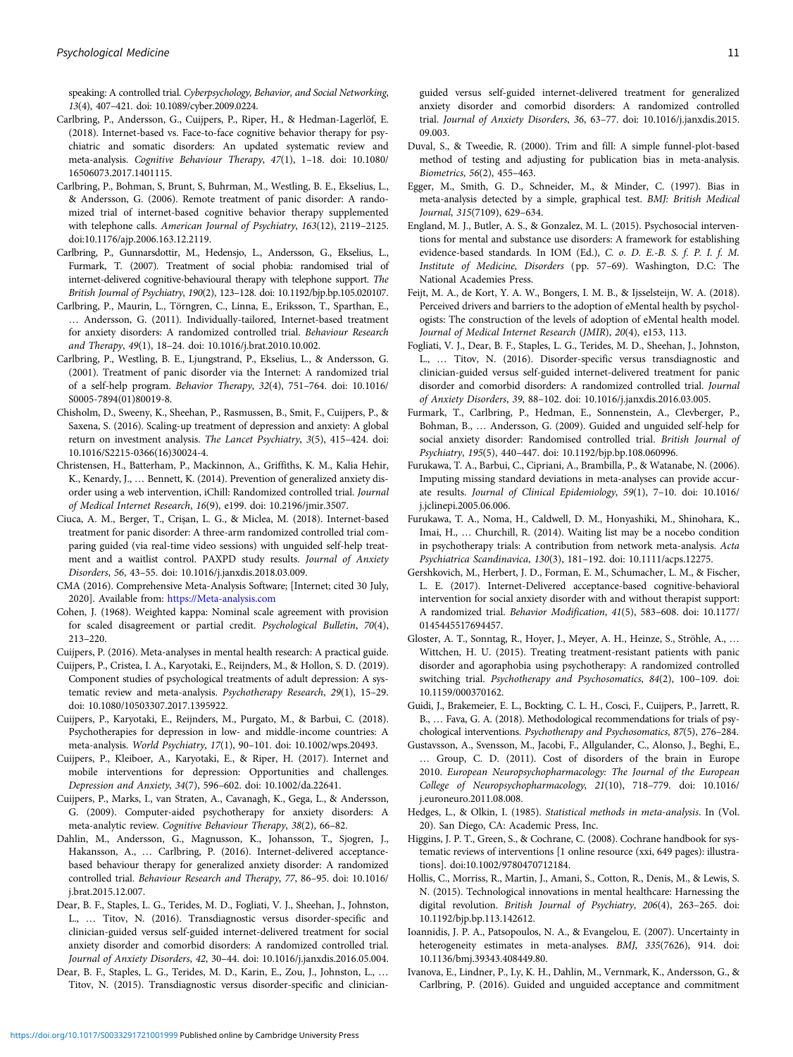speaking: A controlled trial. *Cyberpsychology, Behavior, and Social Networking*, *13*(4), 407–421. doi: 10.1089/cyber.2009.0224.

Carlbring, P., Andersson, G., Cuijpers, P., Riper, H., & Hedman-Lagerlöf, E. (2018). Internet-based vs. Face-to-face cognitive behavior therapy for psychiatric and somatic disorders: An updated systematic review and meta-analysis. *Cognitive Behaviour Therapy*, *47*(1), 1–18. doi: 10.1080/16506073.2017.1401115.

Carlbring, P., Bohman, S, Brunt, S, Buhrman, M., Westling, B. E., Ekselius, L., & Andersson, G. (2006). Remote treatment of panic disorder: A randomized trial of internet-based cognitive behavior therapy supplemented with telephone calls. *American Journal of Psychiatry*, *163*(12), 2119–2125. doi:10.1176/ajp.2006.163.12.2119.

Carlbring, P., Gunnarsdottir, M., Hedensjo, L., Andersson, G., Ekselius, L., Furmark, T. (2007). Treatment of social phobia: randomised trial of internet-delivered cognitive-behavioural therapy with telephone support. *The British Journal of Psychiatry*, *190*(2), 123–128. doi: 10.1192/bjp.bp.105.020107.

Carlbring, P., Maurin, L., Törngren, C., Linna, E., Eriksson, T., Sparthan, E., … Andersson, G. (2011). Individually-tailored, Internet-based treatment for anxiety disorders: A randomized controlled trial. *Behaviour Research and Therapy*, *49*(1), 18–24. doi: 10.1016/j.brat.2010.10.002.

Carlbring, P., Westling, B. E., Ljungstrand, P., Ekselius, L., & Andersson, G. (2001). Treatment of panic disorder via the Internet: A randomized trial of a self-help program. *Behavior Therapy*, *32*(4), 751–764. doi: 10.1016/S0005-7894(01)80019-8.

Chisholm, D., Sweeny, K., Sheehan, P., Rasmussen, B., Smit, F., Cuijpers, P., & Saxena, S. (2016). Scaling-up treatment of depression and anxiety: A global return on investment analysis. *The Lancet Psychiatry*, *3*(5), 415–424. doi: 10.1016/S2215-0366(16)30024-4.

Christensen, H., Batterham, P., Mackinnon, A., Griffiths, K. M., Kalia Hehir, K., Kenardy, J., … Bennett, K. (2014). Prevention of generalized anxiety disorder using a web intervention, iChill: Randomized controlled trial. *Journal of Medical Internet Research*, *16*(9), e199. doi: 10.2196/jmir.3507.

Ciuca, A. M., Berger, T., Crişan, L. G., & Miclea, M. (2018). Internet-based treatment for panic disorder: A three-arm randomized controlled trial comparing guided (via real-time video sessions) with unguided self-help treatment and a waitlist control. PAXPD study results. *Journal of Anxiety Disorders*, *56*, 43–55. doi: 10.1016/j.janxdis.2018.03.009.

CMA (2016). Comprehensive Meta-Analysis Software; [Internet; cited 30 July, 2020]. Available from: https://Meta-analysis.com

Cohen, J. (1968). Weighted kappa: Nominal scale agreement with provision for scaled disagreement or partial credit. *Psychological Bulletin*, *70*(4), 213–220.

Cuijpers, P. (2016). Meta-analyses in mental health research: A practical guide.

Cuijpers, P., Cristea, I. A., Karyotaki, E., Reijnders, M., & Hollon, S. D. (2019). Component studies of psychological treatments of adult depression: A systematic review and meta-analysis. *Psychotherapy Research*, *29*(1), 15–29. doi: 10.1080/10503307.2017.1395922.

Cuijpers, P., Karyotaki, E., Reijnders, M., Purgato, M., & Barbui, C. (2018). Psychotherapies for depression in low- and middle-income countries: A meta-analysis. *World Psychiatry*, *17*(1), 90–101. doi: 10.1002/wps.20493.

Cuijpers, P., Kleiboer, A., Karyotaki, E., & Riper, H. (2017). Internet and mobile interventions for depression: Opportunities and challenges. *Depression and Anxiety*, *34*(7), 596–602. doi: 10.1002/da.22641.

Cuijpers, P., Marks, I., van Straten, A., Cavanagh, K., Gega, L., & Andersson, G. (2009). Computer-aided psychotherapy for anxiety disorders: A meta-analytic review. *Cognitive Behaviour Therapy*, *38*(2), 66–82.

Dahlin, M., Andersson, G., Magnusson, K., Johansson, T., Sjogren, J., Hakansson, A., … Carlbring, P. (2016). Internet-delivered acceptance-based behaviour therapy for generalized anxiety disorder: A randomized controlled trial. *Behaviour Research and Therapy*, *77*, 86–95. doi: 10.1016/j.brat.2015.12.007.

Dear, B. F., Staples, L. G., Terides, M. D., Fogliati, V. J., Sheehan, J., Johnston, L., … Titov, N. (2016). Transdiagnostic versus disorder-specific and clinician-guided versus self-guided internet-delivered treatment for social anxiety disorder and comorbid disorders: A randomized controlled trial. *Journal of Anxiety Disorders*, *42*, 30–44. doi: 10.1016/j.janxdis.2016.05.004.

Dear, B. F., Staples, L. G., Terides, M. D., Karin, E., Zou, J., Johnston, L., … Titov, N. (2015). Transdiagnostic versus disorder-specific and clinician-guided versus self-guided internet-delivered treatment for generalized anxiety disorder and comorbid disorders: A randomized controlled trial. *Journal of Anxiety Disorders*, *36*, 63–77. doi: 10.1016/j.janxdis.2015.09.003.

Duval, S., & Tweedie, R. (2000). Trim and fill: A simple funnel-plot-based method of testing and adjusting for publication bias in meta-analysis. *Biometrics*, *56*(2), 455–463.

Egger, M., Smith, G. D., Schneider, M., & Minder, C. (1997). Bias in meta-analysis detected by a simple, graphical test. *BMJ: British Medical Journal*, *315*(7109), 629–634.

England, M. J., Butler, A. S., & Gonzalez, M. L. (2015). Psychosocial interventions for mental and substance use disorders: A framework for establishing evidence-based standards. In IOM (Ed.), *C. o. D. E.-B. S. f. P. I. f. M. Institute of Medicine, Disorders* (pp. 57–69). Washington, D.C: The National Academies Press.

Feijt, M. A., de Kort, Y. A. W., Bongers, I. M. B., & Ijsselsteijn, W. A. (2018). Perceived drivers and barriers to the adoption of eMental health by psychologists: The construction of the levels of adoption of eMental health model. *Journal of Medical Internet Research* (*JMIR*), *20*(4), e153, 113.

Fogliati, V. J., Dear, B. F., Staples, L. G., Terides, M. D., Sheehan, J., Johnston, L., … Titov, N. (2016). Disorder-specific versus transdiagnostic and clinician-guided versus self-guided internet-delivered treatment for panic disorder and comorbid disorders: A randomized controlled trial. *Journal of Anxiety Disorders*, *39*, 88–102. doi: 10.1016/j.janxdis.2016.03.005.

Furmark, T., Carlbring, P., Hedman, E., Sonnenstein, A., Clevberger, P., Bohman, B., … Andersson, G. (2009). Guided and unguided self-help for social anxiety disorder: Randomised controlled trial. *British Journal of Psychiatry*, *195*(5), 440–447. doi: 10.1192/bjp.bp.108.060996.

Furukawa, T. A., Barbui, C., Cipriani, A., Brambilla, P., & Watanabe, N. (2006). Imputing missing standard deviations in meta-analyses can provide accurate results. *Journal of Clinical Epidemiology*, *59*(1), 7–10. doi: 10.1016/j.jclinepi.2005.06.006.

Furukawa, T. A., Noma, H., Caldwell, D. M., Honyashiki, M., Shinohara, K., Imai, H., … Churchill, R. (2014). Waiting list may be a nocebo condition in psychotherapy trials: A contribution from network meta-analysis. *Acta Psychiatrica Scandinavica*, *130*(3), 181–192. doi: 10.1111/acps.12275.

Gershkovich, M., Herbert, J. D., Forman, E. M., Schumacher, L. M., & Fischer, L. E. (2017). Internet-Delivered acceptance-based cognitive-behavioral intervention for social anxiety disorder with and without therapist support: A randomized trial. *Behavior Modification*, *41*(5), 583–608. doi: 10.1177/0145445517694457.

Gloster, A. T., Sonntag, R., Hoyer, J., Meyer, A. H., Heinze, S., Ströhle, A., … Wittchen, H. U. (2015). Treating treatment-resistant patients with panic disorder and agoraphobia using psychotherapy: A randomized controlled switching trial. *Psychotherapy and Psychosomatics*, *84*(2), 100–109. doi: 10.1159/000370162.

Guidi, J., Brakemeier, E. L., Bockting, C. L. H., Cosci, F., Cuijpers, P., Jarrett, R. B., … Fava, G. A. (2018). Methodological recommendations for trials of psychological interventions. *Psychotherapy and Psychosomatics*, *87*(5), 276–284.

Gustavsson, A., Svensson, M., Jacobi, F., Allgulander, C., Alonso, J., Beghi, E., … Group, C. D. (2011). Cost of disorders of the brain in Europe 2010. *European Neuropsychopharmacology: The Journal of the European College of Neuropsychopharmacology*, *21*(10), 718–779. doi: 10.1016/j.euroneuro.2011.08.008.

Hedges, L., & Olkin, I. (1985). *Statistical methods in meta-analysis*. In (Vol. 20). San Diego, CA: Academic Press, Inc.

Higgins, J. P. T., Green, S., & Cochrane, C. (2008). Cochrane handbook for systematic reviews of interventions [1 online resource (xxi, 649 pages): illustrations]. doi:10.1002/9780470712184.

Hollis, C., Morriss, R., Martin, J., Amani, S., Cotton, R., Denis, M., & Lewis, S. N. (2015). Technological innovations in mental healthcare: Harnessing the digital revolution. *British Journal of Psychiatry*, *206*(4), 263–265. doi: 10.1192/bjp.bp.113.142612.

Ioannidis, J. P. A., Patsopoulos, N. A., & Evangelou, E. (2007). Uncertainty in heterogeneity estimates in meta-analyses. *BMJ*, *335*(7626), 914. doi: 10.1136/bmj.39343.408449.80.

Ivanova, E., Lindner, P., Ly, K. H., Dahlin, M., Vernmark, K., Andersson, G., & Carlbring, P. (2016). Guided and unguided acceptance and commitment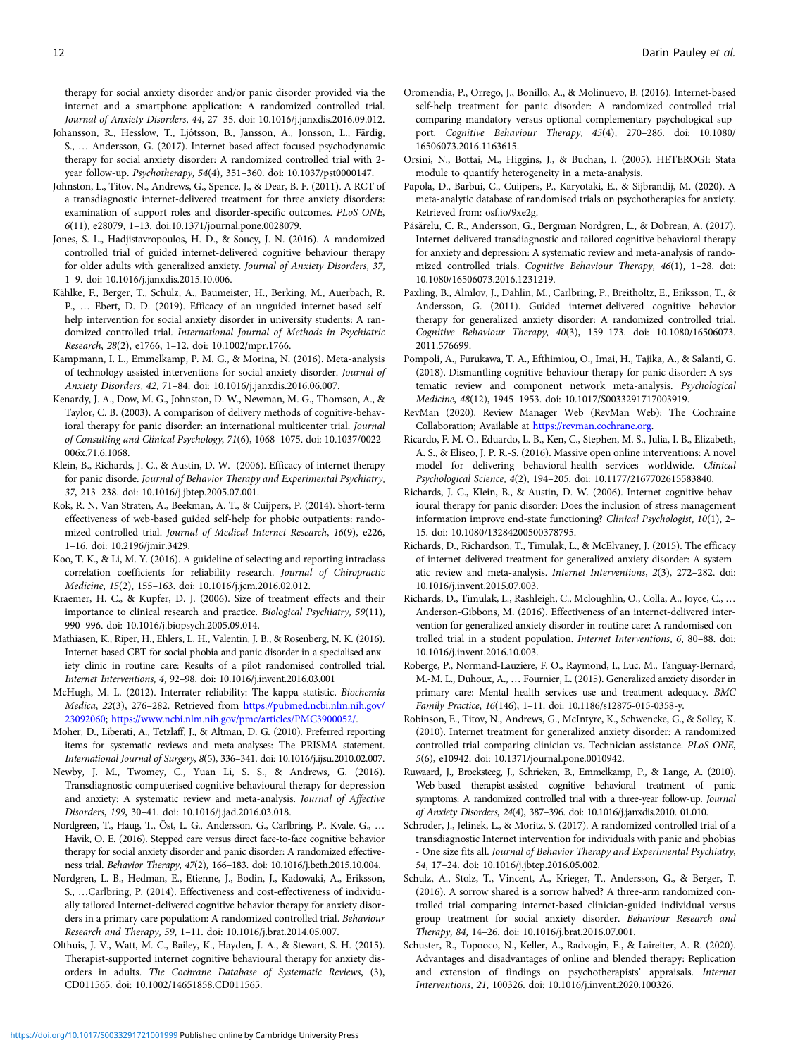therapy for social anxiety disorder and/or panic disorder provided via the internet and a smartphone application: A randomized controlled trial. *Journal of Anxiety Disorders*, *44*, 27–35. doi: 10.1016/j.janxdis.2016.09.012.

Johansson, R., Hesslow, T., Ljótsson, B., Jansson, A., Jonsson, L., Färdig, S., … Andersson, G. (2017). Internet-based affect-focused psychodynamic therapy for social anxiety disorder: A randomized controlled trial with 2-year follow-up. *Psychotherapy*, *54*(4), 351–360. doi: 10.1037/pst0000147.

Johnston, L., Titov, N., Andrews, G., Spence, J., & Dear, B. F. (2011). A RCT of a transdiagnostic internet-delivered treatment for three anxiety disorders: examination of support roles and disorder-specific outcomes. *PLoS ONE*, *6*(11), e28079, 1–13. doi:10.1371/journal.pone.0028079.

Jones, S. L., Hadjistavropoulos, H. D., & Soucy, J. N. (2016). A randomized controlled trial of guided internet-delivered cognitive behaviour therapy for older adults with generalized anxiety. *Journal of Anxiety Disorders*, *37*, 1–9. doi: 10.1016/j.janxdis.2015.10.006.

Kählke, F., Berger, T., Schulz, A., Baumeister, H., Berking, M., Auerbach, R. P., … Ebert, D. D. (2019). Efficacy of an unguided internet-based self-help intervention for social anxiety disorder in university students: A randomized controlled trial. *International Journal of Methods in Psychiatric Research*, *28*(2), e1766, 1–12. doi: 10.1002/mpr.1766.

Kampmann, I. L., Emmelkamp, P. M. G., & Morina, N. (2016). Meta-analysis of technology-assisted interventions for social anxiety disorder. *Journal of Anxiety Disorders*, *42*, 71–84. doi: 10.1016/j.janxdis.2016.06.007.

Kenardy, J. A., Dow, M. G., Johnston, D. W., Newman, M. G., Thomson, A., & Taylor, C. B. (2003). A comparison of delivery methods of cognitive-behavioral therapy for panic disorder: an international multicenter trial. *Journal of Consulting and Clinical Psychology*, *71*(6), 1068–1075. doi: 10.1037/0022-006x.71.6.1068.

Klein, B., Richards, J. C., & Austin, D. W. (2006). Efficacy of internet therapy for panic disorde. *Journal of Behavior Therapy and Experimental Psychiatry*, *37*, 213–238. doi: 10.1016/j.jbtep.2005.07.001.

Kok, R. N, Van Straten, A., Beekman, A. T., & Cuijpers, P. (2014). Short-term effectiveness of web-based guided self-help for phobic outpatients: randomized controlled trial. *Journal of Medical Internet Research*, *16*(9), e226, 1–16. doi: 10.2196/jmir.3429.

Koo, T. K., & Li, M. Y. (2016). A guideline of selecting and reporting intraclass correlation coefficients for reliability research. *Journal of Chiropractic Medicine*, *15*(2), 155–163. doi: 10.1016/j.jcm.2016.02.012.

Kraemer, H. C., & Kupfer, D. J. (2006). Size of treatment effects and their importance to clinical research and practice. *Biological Psychiatry*, *59*(11), 990–996. doi: 10.1016/j.biopsych.2005.09.014.

Mathiasen, K., Riper, H., Ehlers, L. H., Valentin, J. B., & Rosenberg, N. K. (2016). Internet-based CBT for social phobia and panic disorder in a specialised anxiety clinic in routine care: Results of a pilot randomised controlled trial. *Internet Interventions*, *4*, 92–98. doi: 10.1016/j.invent.2016.03.001

McHugh, M. L. (2012). Interrater reliability: The kappa statistic. *Biochemia Medica*, *22*(3), 276–282. Retrieved from https://pubmed.ncbi.nlm.nih.gov/23092060; https://www.ncbi.nlm.nih.gov/pmc/articles/PMC3900052/.

Moher, D., Liberati, A., Tetzlaff, J., & Altman, D. G. (2010). Preferred reporting items for systematic reviews and meta-analyses: The PRISMA statement. *International Journal of Surgery*, *8*(5), 336–341. doi: 10.1016/j.ijsu.2010.02.007.

Newby, J. M., Twomey, C., Yuan Li, S. S., & Andrews, G. (2016). Transdiagnostic computerised cognitive behavioural therapy for depression and anxiety: A systematic review and meta-analysis. *Journal of Affective Disorders*, *199*, 30–41. doi: 10.1016/j.jad.2016.03.018.

Nordgreen, T., Haug, T., Öst, L. G., Andersson, G., Carlbring, P., Kvale, G., … Havik, O. E. (2016). Stepped care versus direct face-to-face cognitive behavior therapy for social anxiety disorder and panic disorder: A randomized effectiveness trial. *Behavior Therapy*, *47*(2), 166–183. doi: 10.1016/j.beth.2015.10.004.

Nordgren, L. B., Hedman, E., Etienne, J., Bodin, J., Kadowaki, A., Eriksson, S., …Carlbring, P. (2014). Effectiveness and cost-effectiveness of individually tailored Internet-delivered cognitive behavior therapy for anxiety disorders in a primary care population: A randomized controlled trial. *Behaviour Research and Therapy*, *59*, 1–11. doi: 10.1016/j.brat.2014.05.007.

Olthuis, J. V., Watt, M. C., Bailey, K., Hayden, J. A., & Stewart, S. H. (2015). Therapist-supported internet cognitive behavioural therapy for anxiety disorders in adults. *The Cochrane Database of Systematic Reviews*, (3), CD011565. doi: 10.1002/14651858.CD011565.

Oromendia, P., Orrego, J., Bonillo, A., & Molinuevo, B. (2016). Internet-based self-help treatment for panic disorder: A randomized controlled trial comparing mandatory versus optional complementary psychological support. *Cognitive Behaviour Therapy*, *45*(4), 270–286. doi: 10.1080/16506073.2016.1163615.

Orsini, N., Bottai, M., Higgins, J., & Buchan, I. (2005). HETEROGI: Stata module to quantify heterogeneity in a meta-analysis.

Papola, D., Barbui, C., Cuijpers, P., Karyotaki, E., & Sijbrandij, M. (2020). A meta-analytic database of randomised trials on psychotherapies for anxiety. Retrieved from: osf.io/9xe2g.

Păsărelu, C. R., Andersson, G., Bergman Nordgren, L., & Dobrean, A. (2017). Internet-delivered transdiagnostic and tailored cognitive behavioral therapy for anxiety and depression: A systematic review and meta-analysis of randomized controlled trials. *Cognitive Behaviour Therapy*, *46*(1), 1–28. doi: 10.1080/16506073.2016.1231219.

Paxling, B., Almlov, J., Dahlin, M., Carlbring, P., Breitholtz, E., Eriksson, T., & Andersson, G. (2011). Guided internet-delivered cognitive behavior therapy for generalized anxiety disorder: A randomized controlled trial. *Cognitive Behaviour Therapy*, *40*(3), 159–173. doi: 10.1080/16506073.2011.576699.

Pompoli, A., Furukawa, T. A., Efthimiou, O., Imai, H., Tajika, A., & Salanti, G. (2018). Dismantling cognitive-behaviour therapy for panic disorder: A systematic review and component network meta-analysis. *Psychological Medicine*, *48*(12), 1945–1953. doi: 10.1017/S0033291717003919.

RevMan (2020). Review Manager Web (RevMan Web): The Cochraine Collaboration; Available at https://revman.cochrane.org.

Ricardo, F. M. O., Eduardo, L. B., Ken, C., Stephen, M. S., Julia, I. B., Elizabeth, A. S., & Eliseo, J. P. R.-S. (2016). Massive open online interventions: A novel model for delivering behavioral-health services worldwide. *Clinical Psychological Science*, *4*(2), 194–205. doi: 10.1177/2167702615583840.

Richards, J. C., Klein, B., & Austin, D. W. (2006). Internet cognitive behavioural therapy for panic disorder: Does the inclusion of stress management information improve end-state functioning? *Clinical Psychologist*, *10*(1), 2–15. doi: 10.1080/13284200500378795.

Richards, D., Richardson, T., Timulak, L., & McElvaney, J. (2015). The efficacy of internet-delivered treatment for generalized anxiety disorder: A systematic review and meta-analysis. *Internet Interventions*, *2*(3), 272–282. doi: 10.1016/j.invent.2015.07.003.

Richards, D., Timulak, L., Rashleigh, C., Mcloughlin, O., Colla, A., Joyce, C., … Anderson-Gibbons, M. (2016). Effectiveness of an internet-delivered intervention for generalized anxiety disorder in routine care: A randomised controlled trial in a student population. *Internet Interventions*, *6*, 80–88. doi: 10.1016/j.invent.2016.10.003.

Roberge, P., Normand-Lauzière, F. O., Raymond, I., Luc, M., Tanguay-Bernard, M.-M. L., Duhoux, A., … Fournier, L. (2015). Generalized anxiety disorder in primary care: Mental health services use and treatment adequacy. *BMC Family Practice*, *16*(146), 1–11. doi: 10.1186/s12875-015-0358-y.

Robinson, E., Titov, N., Andrews, G., McIntyre, K., Schwencke, G., & Solley, K. (2010). Internet treatment for generalized anxiety disorder: A randomized controlled trial comparing clinician vs. Technician assistance. *PLoS ONE*, *5*(6), e10942. doi: 10.1371/journal.pone.0010942.

Ruwaard, J., Broeksteeg, J., Schrieken, B., Emmelkamp, P., & Lange, A. (2010). Web-based therapist-assisted cognitive behavioral treatment of panic symptoms: A randomized controlled trial with a three-year follow-up. *Journal of Anxiety Disorders*, *24*(4), 387–396. doi: 10.1016/j.janxdis.2010. 01.010.

Schroder, J., Jelinek, L., & Moritz, S. (2017). A randomized controlled trial of a transdiagnostic Internet intervention for individuals with panic and phobias - One size fits all. *Journal of Behavior Therapy and Experimental Psychiatry*, *54*, 17–24. doi: 10.1016/j.jbtep.2016.05.002.

Schulz, A., Stolz, T., Vincent, A., Krieger, T., Andersson, G., & Berger, T. (2016). A sorrow shared is a sorrow halved? A three-arm randomized controlled trial comparing internet-based clinician-guided individual versus group treatment for social anxiety disorder. *Behaviour Research and Therapy*, *84*, 14–26. doi: 10.1016/j.brat.2016.07.001.

Schuster, R., Topooco, N., Keller, A., Radvogin, E., & Laireiter, A.-R. (2020). Advantages and disadvantages of online and blended therapy: Replication and extension of findings on psychotherapists' appraisals. *Internet Interventions*, *21*, 100326. doi: 10.1016/j.invent.2020.100326.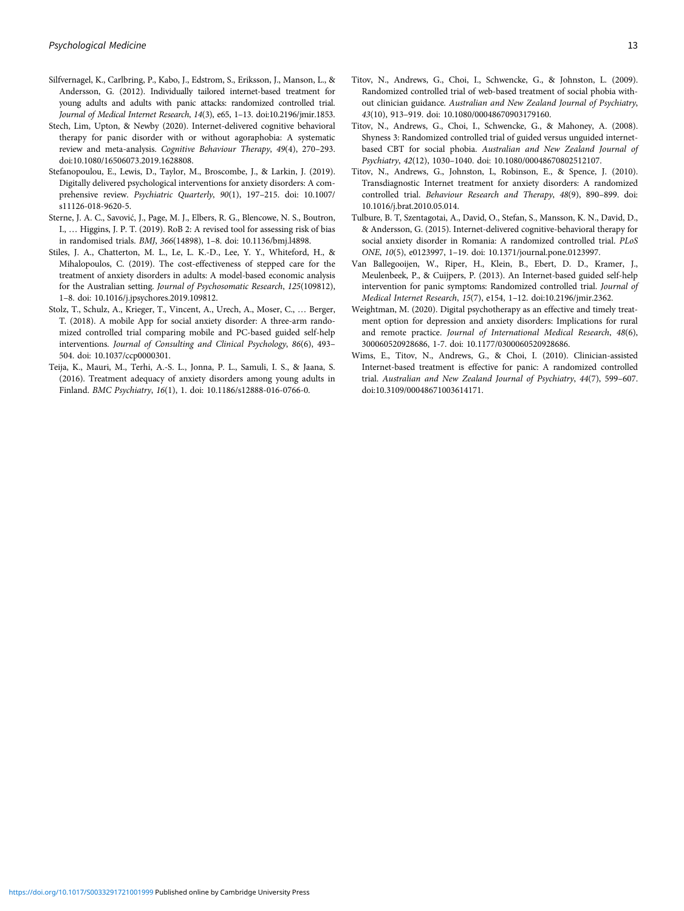Silfvernagel, K., Carlbring, P., Kabo, J., Edstrom, S., Eriksson, J., Manson, L., & Andersson, G. (2012). Individually tailored internet-based treatment for young adults and adults with panic attacks: randomized controlled trial. *Journal of Medical Internet Research*, *14*(3), e65, 1–13. doi:10.2196/jmir.1853.

Stech, Lim, Upton, & Newby (2020). Internet-delivered cognitive behavioral therapy for panic disorder with or without agoraphobia: A systematic review and meta-analysis. *Cognitive Behaviour Therapy*, *49*(4), 270–293. doi:10.1080/16506073.2019.1628808.

Stefanopoulou, E., Lewis, D., Taylor, M., Broscombe, J., & Larkin, J. (2019). Digitally delivered psychological interventions for anxiety disorders: A comprehensive review. *Psychiatric Quarterly*, *90*(1), 197–215. doi: 10.1007/s11126-018-9620-5.

Sterne, J. A. C., Savović, J., Page, M. J., Elbers, R. G., Blencowe, N. S., Boutron, I., … Higgins, J. P. T. (2019). RoB 2: A revised tool for assessing risk of bias in randomised trials. *BMJ*, *366*(14898), 1–8. doi: 10.1136/bmj.l4898.

Stiles, J. A., Chatterton, M. L., Le, L. K.-D., Lee, Y. Y., Whiteford, H., & Mihalopoulos, C. (2019). The cost-effectiveness of stepped care for the treatment of anxiety disorders in adults: A model-based economic analysis for the Australian setting. *Journal of Psychosomatic Research*, *125*(109812), 1–8. doi: 10.1016/j.jpsychores.2019.109812.

Stolz, T., Schulz, A., Krieger, T., Vincent, A., Urech, A., Moser, C., … Berger, T. (2018). A mobile App for social anxiety disorder: A three-arm randomized controlled trial comparing mobile and PC-based guided self-help interventions. *Journal of Consulting and Clinical Psychology*, *86*(6), 493–504. doi: 10.1037/ccp0000301.

Teija, K., Mauri, M., Terhi, A.-S. L., Jonna, P. L., Samuli, I. S., & Jaana, S. (2016). Treatment adequacy of anxiety disorders among young adults in Finland. *BMC Psychiatry*, *16*(1), 1. doi: 10.1186/s12888-016-0766-0.

Titov, N., Andrews, G., Choi, I., Schwencke, G., & Johnston, L. (2009). Randomized controlled trial of web-based treatment of social phobia without clinician guidance. *Australian and New Zealand Journal of Psychiatry*, *43*(10), 913–919. doi: 10.1080/00048670903179160.

Titov, N., Andrews, G., Choi, I., Schwencke, G., & Mahoney, A. (2008). Shyness 3: Randomized controlled trial of guided versus unguided internet-based CBT for social phobia. *Australian and New Zealand Journal of Psychiatry*, *42*(12), 1030–1040. doi: 10.1080/00048670802512107.

Titov, N., Andrews, G., Johnston, L, Robinson, E., & Spence, J. (2010). Transdiagnostic Internet treatment for anxiety disorders: A randomized controlled trial. *Behaviour Research and Therapy*, *48*(9), 890–899. doi: 10.1016/j.brat.2010.05.014.

Tulbure, B. T, Szentagotai, A., David, O., Stefan, S., Mansson, K. N., David, D., & Andersson, G. (2015). Internet-delivered cognitive-behavioral therapy for social anxiety disorder in Romania: A randomized controlled trial. *PLoS ONE*, *10*(5), e0123997, 1–19. doi: 10.1371/journal.pone.0123997.

Van Ballegooijen, W., Riper, H., Klein, B., Ebert, D. D., Kramer, J., Meulenbeek, P., & Cuijpers, P. (2013). An Internet-based guided self-help intervention for panic symptoms: Randomized controlled trial. *Journal of Medical Internet Research*, *15*(7), e154, 1–12. doi:10.2196/jmir.2362.

Weightman, M. (2020). Digital psychotherapy as an effective and timely treatment option for depression and anxiety disorders: Implications for rural and remote practice. *Journal of International Medical Research*, *48*(6), 300060520928686, 1-7. doi: 10.1177/0300060520928686.

Wims, E., Titov, N., Andrews, G., & Choi, I. (2010). Clinician-assisted Internet-based treatment is effective for panic: A randomized controlled trial. *Australian and New Zealand Journal of Psychiatry*, *44*(7), 599–607. doi:10.3109/00048671003614171.